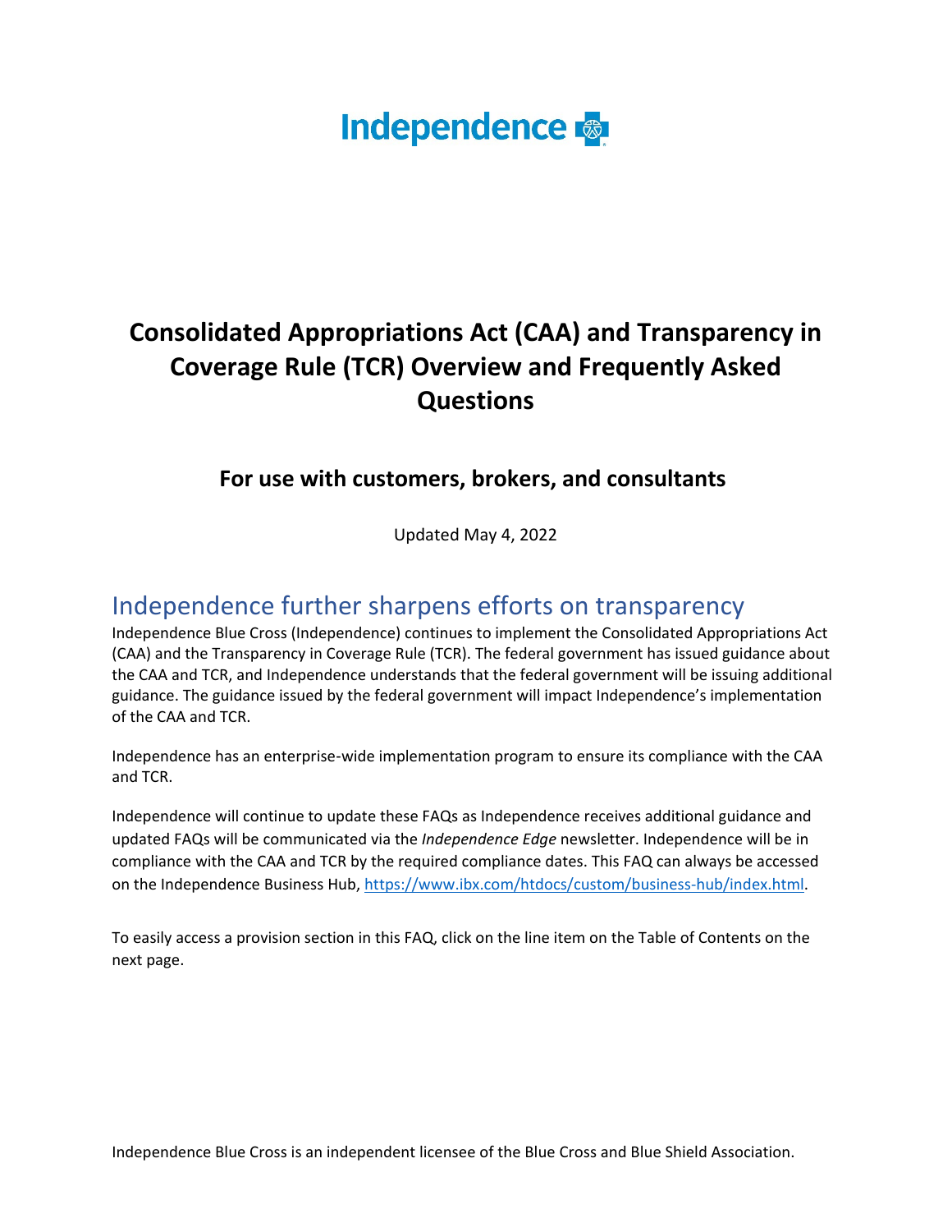Independence

# Consolidated Appropriations Act (CAA) and Transparency in Coverage Rule (TCR) Overview and Frequently Asked Questions

### For use with customers, brokers, and consultants

Updated May 4, 2022

## Independence further sharpens efforts on transparency

Independence Blue Cross (Independence) continues to implement the Consolidated Appropriations Act (CAA) and the Transparency in Coverage Rule (TCR). The federal government has issued guidance about the CAA and TCR, and Independence understands that the federal government will be issuing additional guidance. The guidance issued by the federal government will impact Independence's implementation of the CAA and TCR.

Independence has an enterprise-wide implementation program to ensure its compliance with the CAA and TCR.

Independence will continue to update these FAQs as Independence receives additional guidance and updated FAQs will be communicated via the *Independence Edge* newsletter. Independence will be in compliance with the CAA and TCR by the required compliance dates. This FAQ can always be accessed on the Independence Business Hub, https://www.ibx.com/htdocs/custom/business-hub/index.html.

To easily access a provision section in this FAQ, click on the line item on the Table of Contents on the next page.

Independence Blue Cross is an independent licensee of the Blue Cross and Blue Shield Association.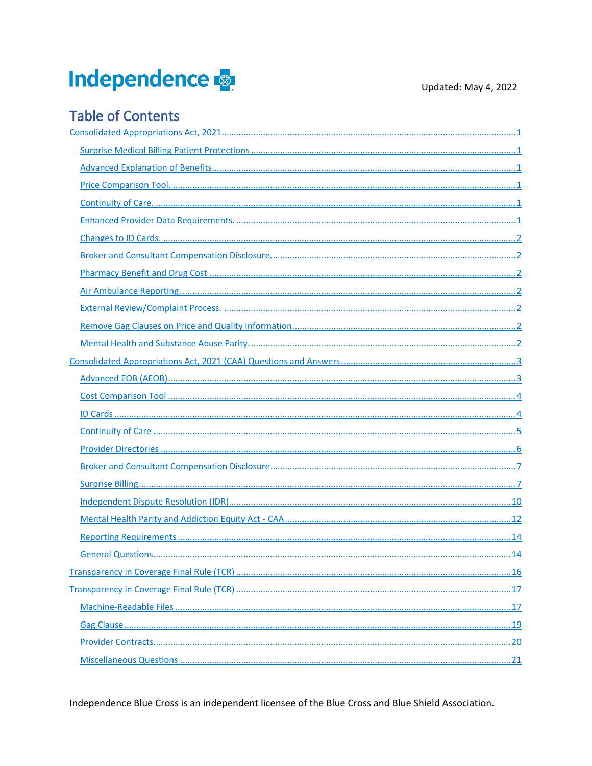**Independence**

Updated: May 4, 2022

## Table of Contents

- Consolidated Appropriations Act, 2021 ........ 1
  - Surprise Medical Billing Patient Protections ........ 1
  - Advanced Explanation of Benefits ........ 1
  - Price Comparison Tool. ........ 1
  - Continuity of Care. ........ 1
  - Enhanced Provider Data Requirements. ........ 1
  - Changes to ID Cards. ........ 2
  - Broker and Consultant Compensation Disclosure. ........ 2
  - Pharmacy Benefit and Drug Cost ........ 2
  - Air Ambulance Reporting. ........ 2
  - External Review/Complaint Process. ........ 2
  - Remove Gag Clauses on Price and Quality Information. ........ 2
  - Mental Health and Substance Abuse Parity. ........ 2
- Consolidated Appropriations Act, 2021 (CAA) Questions and Answers ........ 3
  - Advanced EOB (AEOB) ........ 3
  - Cost Comparison Tool ........ 4
  - ID Cards ........ 4
  - Continuity of Care ........ 5
  - Provider Directories ........ 6
  - Broker and Consultant Compensation Disclosure ........ 7
  - Surprise Billing ........ 7
  - Independent Dispute Resolution (IDR) ........ 10
  - Mental Health Parity and Addiction Equity Act - CAA ........ 12
  - Reporting Requirements ........ 14
  - General Questions ........ 14
- Transparency in Coverage Final Rule (TCR) ........ 16
- Transparency in Coverage Final Rule (TCR) ........ 17
  - Machine-Readable Files ........ 17
  - Gag Clause ........ 19
  - Provider Contracts ........ 20
  - Miscellaneous Questions ........ 21

Independence Blue Cross is an independent licensee of the Blue Cross and Blue Shield Association.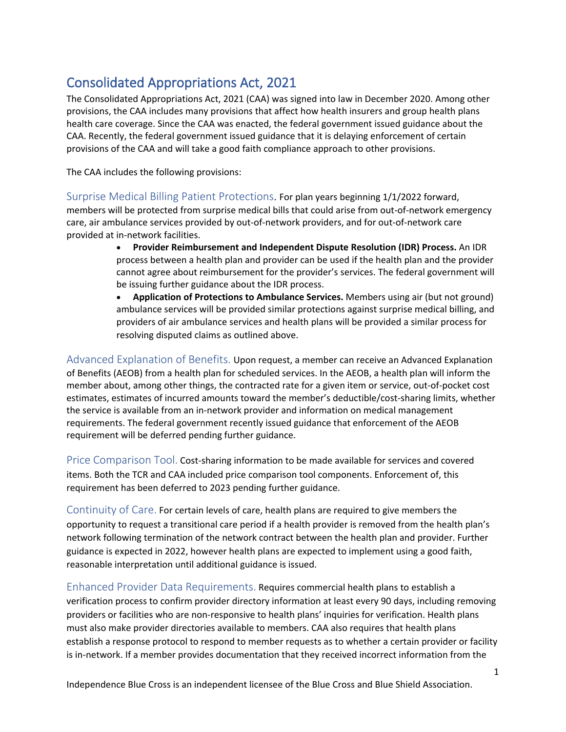## Consolidated Appropriations Act, 2021

The Consolidated Appropriations Act, 2021 (CAA) was signed into law in December 2020. Among other provisions, the CAA includes many provisions that affect how health insurers and group health plans health care coverage. Since the CAA was enacted, the federal government issued guidance about the CAA. Recently, the federal government issued guidance that it is delaying enforcement of certain provisions of the CAA and will take a good faith compliance approach to other provisions.

The CAA includes the following provisions:

### Surprise Medical Billing Patient Protections.

For plan years beginning 1/1/2022 forward, members will be protected from surprise medical bills that could arise from out-of-network emergency care, air ambulance services provided by out-of-network providers, and for out-of-network care provided at in-network facilities.

- **Provider Reimbursement and Independent Dispute Resolution (IDR) Process.** An IDR process between a health plan and provider can be used if the health plan and the provider cannot agree about reimbursement for the provider's services. The federal government will be issuing further guidance about the IDR process.
- **Application of Protections to Ambulance Services.** Members using air (but not ground) ambulance services will be provided similar protections against surprise medical billing, and providers of air ambulance services and health plans will be provided a similar process for resolving disputed claims as outlined above.

### Advanced Explanation of Benefits.

Upon request, a member can receive an Advanced Explanation of Benefits (AEOB) from a health plan for scheduled services. In the AEOB, a health plan will inform the member about, among other things, the contracted rate for a given item or service, out-of-pocket cost estimates, estimates of incurred amounts toward the member's deductible/cost-sharing limits, whether the service is available from an in-network provider and information on medical management requirements. The federal government recently issued guidance that enforcement of the AEOB requirement will be deferred pending further guidance.

### Price Comparison Tool.

Cost-sharing information to be made available for services and covered items. Both the TCR and CAA included price comparison tool components. Enforcement of, this requirement has been deferred to 2023 pending further guidance.

### Continuity of Care.

For certain levels of care, health plans are required to give members the opportunity to request a transitional care period if a health provider is removed from the health plan's network following termination of the network contract between the health plan and provider. Further guidance is expected in 2022, however health plans are expected to implement using a good faith, reasonable interpretation until additional guidance is issued.

### Enhanced Provider Data Requirements.

Requires commercial health plans to establish a verification process to confirm provider directory information at least every 90 days, including removing providers or facilities who are non-responsive to health plans' inquiries for verification. Health plans must also make provider directories available to members. CAA also requires that health plans establish a response protocol to respond to member requests as to whether a certain provider or facility is in-network. If a member provides documentation that they received incorrect information from the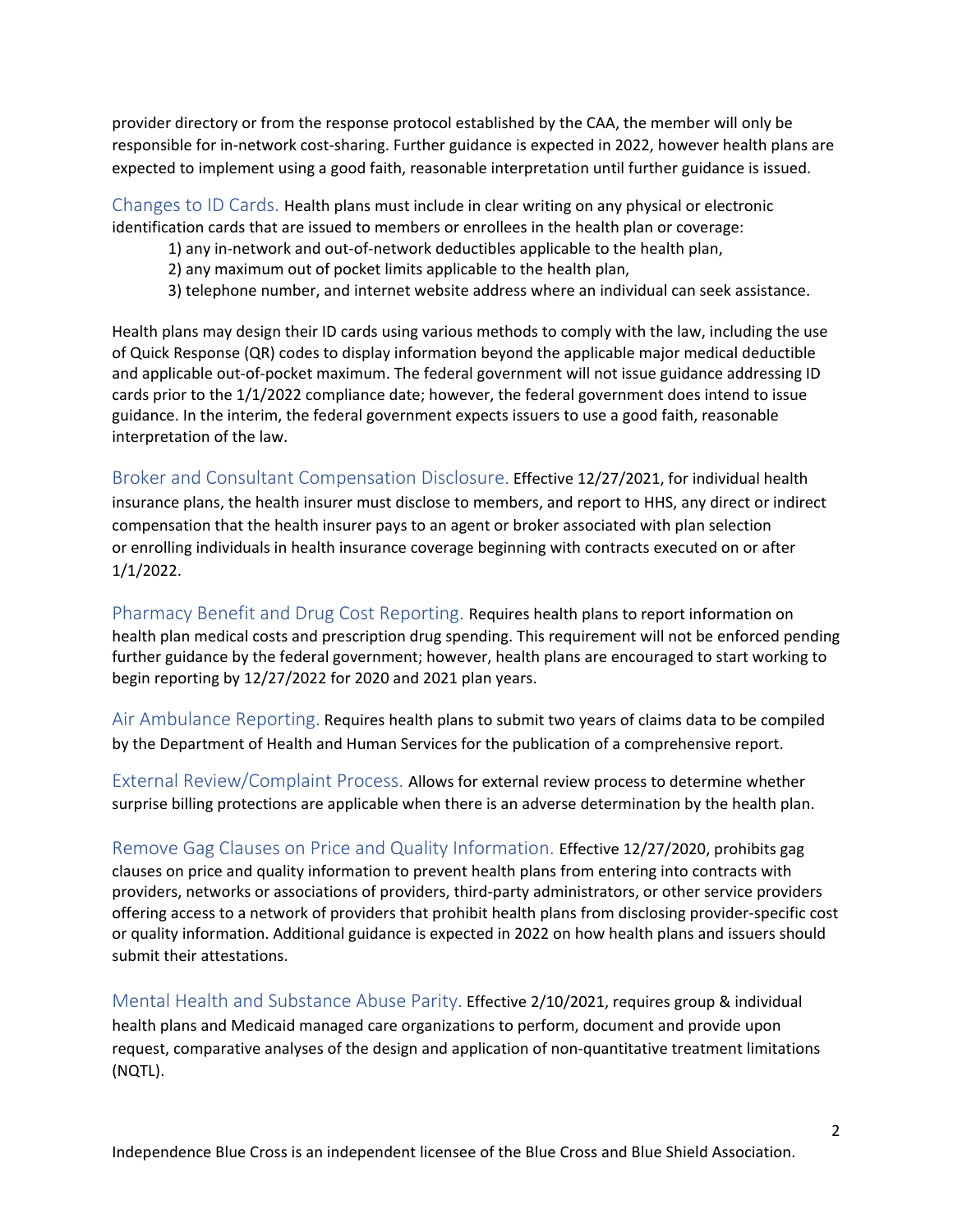provider directory or from the response protocol established by the CAA, the member will only be responsible for in-network cost-sharing. Further guidance is expected in 2022, however health plans are expected to implement using a good faith, reasonable interpretation until further guidance is issued.

### Changes to ID Cards.

Health plans must include in clear writing on any physical or electronic identification cards that are issued to members or enrollees in the health plan or coverage:

1) any in-network and out-of-network deductibles applicable to the health plan,
2) any maximum out of pocket limits applicable to the health plan,
3) telephone number, and internet website address where an individual can seek assistance.

Health plans may design their ID cards using various methods to comply with the law, including the use of Quick Response (QR) codes to display information beyond the applicable major medical deductible and applicable out-of-pocket maximum. The federal government will not issue guidance addressing ID cards prior to the 1/1/2022 compliance date; however, the federal government does intend to issue guidance. In the interim, the federal government expects issuers to use a good faith, reasonable interpretation of the law.

### Broker and Consultant Compensation Disclosure.

Effective 12/27/2021, for individual health insurance plans, the health insurer must disclose to members, and report to HHS, any direct or indirect compensation that the health insurer pays to an agent or broker associated with plan selection or enrolling individuals in health insurance coverage beginning with contracts executed on or after 1/1/2022.

### Pharmacy Benefit and Drug Cost Reporting.

Requires health plans to report information on health plan medical costs and prescription drug spending. This requirement will not be enforced pending further guidance by the federal government; however, health plans are encouraged to start working to begin reporting by 12/27/2022 for 2020 and 2021 plan years.

### Air Ambulance Reporting.

Requires health plans to submit two years of claims data to be compiled by the Department of Health and Human Services for the publication of a comprehensive report.

### External Review/Complaint Process.

Allows for external review process to determine whether surprise billing protections are applicable when there is an adverse determination by the health plan.

### Remove Gag Clauses on Price and Quality Information.

Effective 12/27/2020, prohibits gag clauses on price and quality information to prevent health plans from entering into contracts with providers, networks or associations of providers, third-party administrators, or other service providers offering access to a network of providers that prohibit health plans from disclosing provider-specific cost or quality information. Additional guidance is expected in 2022 on how health plans and issuers should submit their attestations.

### Mental Health and Substance Abuse Parity.

Effective 2/10/2021, requires group & individual health plans and Medicaid managed care organizations to perform, document and provide upon request, comparative analyses of the design and application of non-quantitative treatment limitations (NQTL).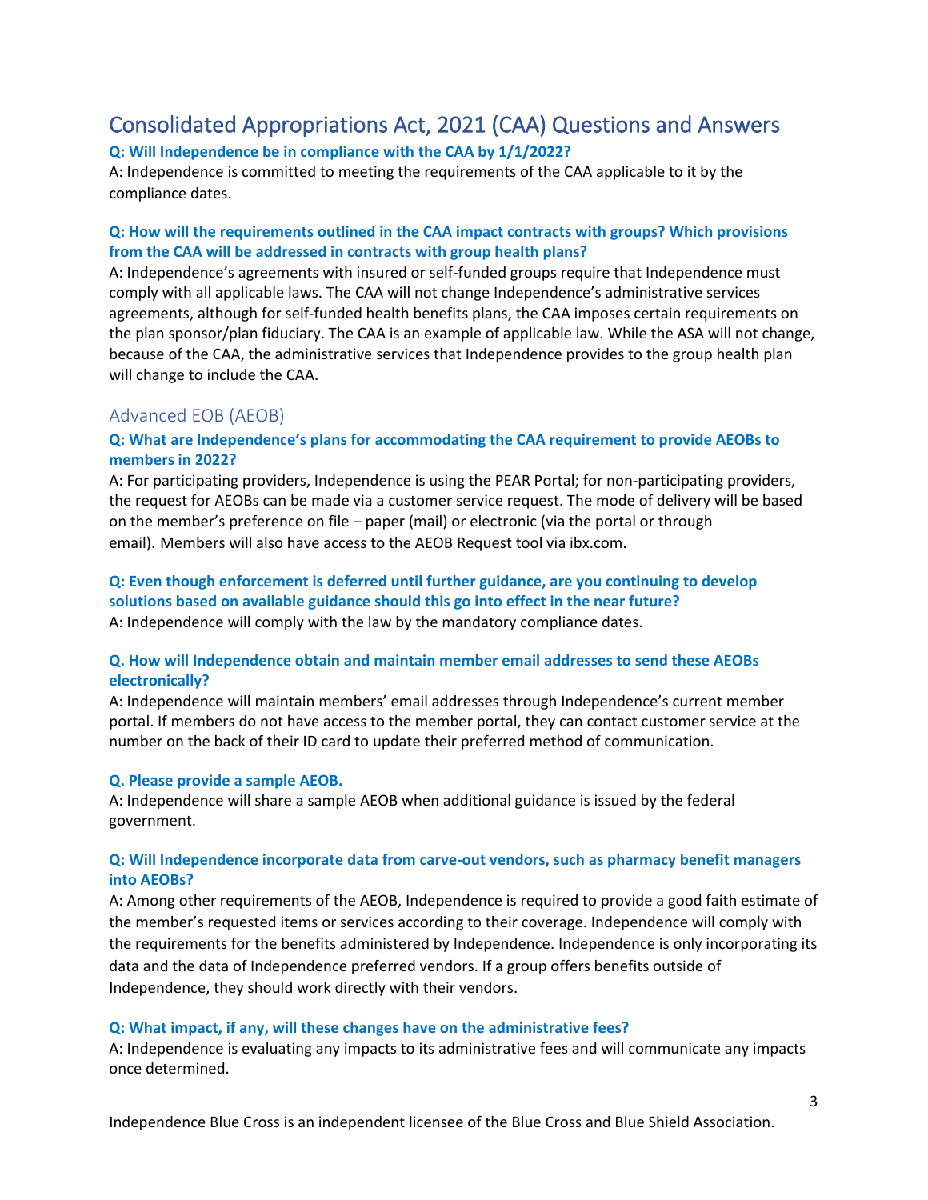# Consolidated Appropriations Act, 2021 (CAA) Questions and Answers

**Q: Will Independence be in compliance with the CAA by 1/1/2022?**

A: Independence is committed to meeting the requirements of the CAA applicable to it by the compliance dates.

**Q: How will the requirements outlined in the CAA impact contracts with groups? Which provisions from the CAA will be addressed in contracts with group health plans?**

A: Independence's agreements with insured or self-funded groups require that Independence must comply with all applicable laws. The CAA will not change Independence's administrative services agreements, although for self-funded health benefits plans, the CAA imposes certain requirements on the plan sponsor/plan fiduciary. The CAA is an example of applicable law. While the ASA will not change, because of the CAA, the administrative services that Independence provides to the group health plan will change to include the CAA.

## Advanced EOB (AEOB)

**Q: What are Independence's plans for accommodating the CAA requirement to provide AEOBs to members in 2022?**

A: For participating providers, Independence is using the PEAR Portal; for non-participating providers, the request for AEOBs can be made via a customer service request. The mode of delivery will be based on the member's preference on file – paper (mail) or electronic (via the portal or through email). Members will also have access to the AEOB Request tool via ibx.com.

**Q: Even though enforcement is deferred until further guidance, are you continuing to develop solutions based on available guidance should this go into effect in the near future?**

A: Independence will comply with the law by the mandatory compliance dates.

**Q. How will Independence obtain and maintain member email addresses to send these AEOBs electronically?**

A: Independence will maintain members' email addresses through Independence's current member portal. If members do not have access to the member portal, they can contact customer service at the number on the back of their ID card to update their preferred method of communication.

**Q. Please provide a sample AEOB.**

A: Independence will share a sample AEOB when additional guidance is issued by the federal government.

**Q: Will Independence incorporate data from carve-out vendors, such as pharmacy benefit managers into AEOBs?**

A: Among other requirements of the AEOB, Independence is required to provide a good faith estimate of the member's requested items or services according to their coverage. Independence will comply with the requirements for the benefits administered by Independence. Independence is only incorporating its data and the data of Independence preferred vendors. If a group offers benefits outside of Independence, they should work directly with their vendors.

**Q: What impact, if any, will these changes have on the administrative fees?**

A: Independence is evaluating any impacts to its administrative fees and will communicate any impacts once determined.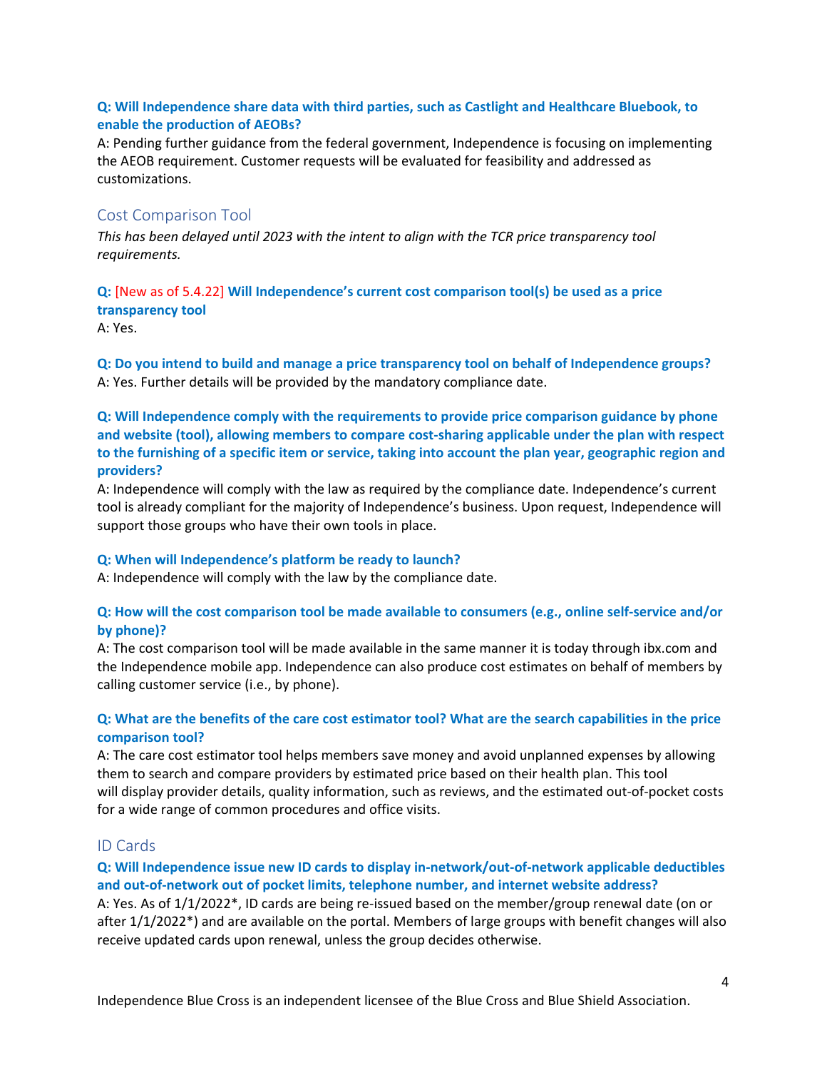**Q: Will Independence share data with third parties, such as Castlight and Healthcare Bluebook, to enable the production of AEOBs?**
A: Pending further guidance from the federal government, Independence is focusing on implementing the AEOB requirement. Customer requests will be evaluated for feasibility and addressed as customizations.

## Cost Comparison Tool

*This has been delayed until 2023 with the intent to align with the TCR price transparency tool requirements.*

**Q:** [New as of 5.4.22] **Will Independence's current cost comparison tool(s) be used as a price transparency tool**
A: Yes.

**Q: Do you intend to build and manage a price transparency tool on behalf of Independence groups?**
A: Yes. Further details will be provided by the mandatory compliance date.

**Q: Will Independence comply with the requirements to provide price comparison guidance by phone and website (tool), allowing members to compare cost-sharing applicable under the plan with respect to the furnishing of a specific item or service, taking into account the plan year, geographic region and providers?**
A: Independence will comply with the law as required by the compliance date. Independence's current tool is already compliant for the majority of Independence's business. Upon request, Independence will support those groups who have their own tools in place.

**Q: When will Independence's platform be ready to launch?**
A: Independence will comply with the law by the compliance date.

**Q: How will the cost comparison tool be made available to consumers (e.g., online self-service and/or by phone)?**
A: The cost comparison tool will be made available in the same manner it is today through ibx.com and the Independence mobile app. Independence can also produce cost estimates on behalf of members by calling customer service (i.e., by phone).

**Q: What are the benefits of the care cost estimator tool? What are the search capabilities in the price comparison tool?**
A: The care cost estimator tool helps members save money and avoid unplanned expenses by allowing them to search and compare providers by estimated price based on their health plan. This tool will display provider details, quality information, such as reviews, and the estimated out-of-pocket costs for a wide range of common procedures and office visits.

## ID Cards

**Q: Will Independence issue new ID cards to display in-network/out-of-network applicable deductibles and out-of-network out of pocket limits, telephone number, and internet website address?**
A: Yes. As of 1/1/2022*, ID cards are being re-issued based on the member/group renewal date (on or after 1/1/2022*) and are available on the portal. Members of large groups with benefit changes will also receive updated cards upon renewal, unless the group decides otherwise.

Independence Blue Cross is an independent licensee of the Blue Cross and Blue Shield Association.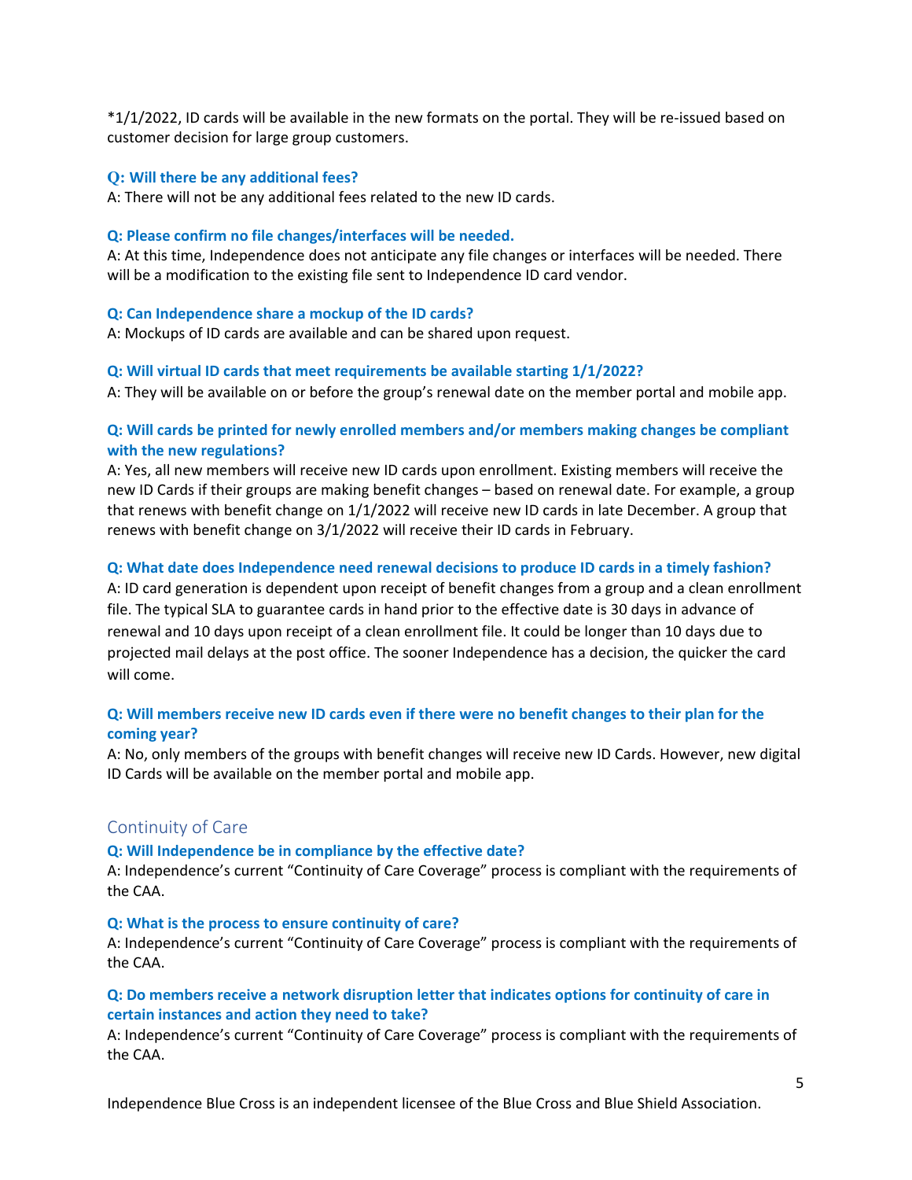*1/1/2022, ID cards will be available in the new formats on the portal. They will be re-issued based on customer decision for large group customers.

**Q: Will there be any additional fees?**
A: There will not be any additional fees related to the new ID cards.

**Q: Please confirm no file changes/interfaces will be needed.**
A: At this time, Independence does not anticipate any file changes or interfaces will be needed. There will be a modification to the existing file sent to Independence ID card vendor.

**Q: Can Independence share a mockup of the ID cards?**
A: Mockups of ID cards are available and can be shared upon request.

**Q: Will virtual ID cards that meet requirements be available starting 1/1/2022?**
A: They will be available on or before the group's renewal date on the member portal and mobile app.

**Q: Will cards be printed for newly enrolled members and/or members making changes be compliant with the new regulations?**
A: Yes, all new members will receive new ID cards upon enrollment. Existing members will receive the new ID Cards if their groups are making benefit changes – based on renewal date. For example, a group that renews with benefit change on 1/1/2022 will receive new ID cards in late December. A group that renews with benefit change on 3/1/2022 will receive their ID cards in February.

**Q: What date does Independence need renewal decisions to produce ID cards in a timely fashion?**
A: ID card generation is dependent upon receipt of benefit changes from a group and a clean enrollment file. The typical SLA to guarantee cards in hand prior to the effective date is 30 days in advance of renewal and 10 days upon receipt of a clean enrollment file. It could be longer than 10 days due to projected mail delays at the post office. The sooner Independence has a decision, the quicker the card will come.

**Q: Will members receive new ID cards even if there were no benefit changes to their plan for the coming year?**
A: No, only members of the groups with benefit changes will receive new ID Cards. However, new digital ID Cards will be available on the member portal and mobile app.

## Continuity of Care

**Q: Will Independence be in compliance by the effective date?**
A: Independence's current "Continuity of Care Coverage" process is compliant with the requirements of the CAA.

**Q: What is the process to ensure continuity of care?**
A: Independence's current "Continuity of Care Coverage" process is compliant with the requirements of the CAA.

**Q: Do members receive a network disruption letter that indicates options for continuity of care in certain instances and action they need to take?**
A: Independence's current "Continuity of Care Coverage" process is compliant with the requirements of the CAA.

Independence Blue Cross is an independent licensee of the Blue Cross and Blue Shield Association.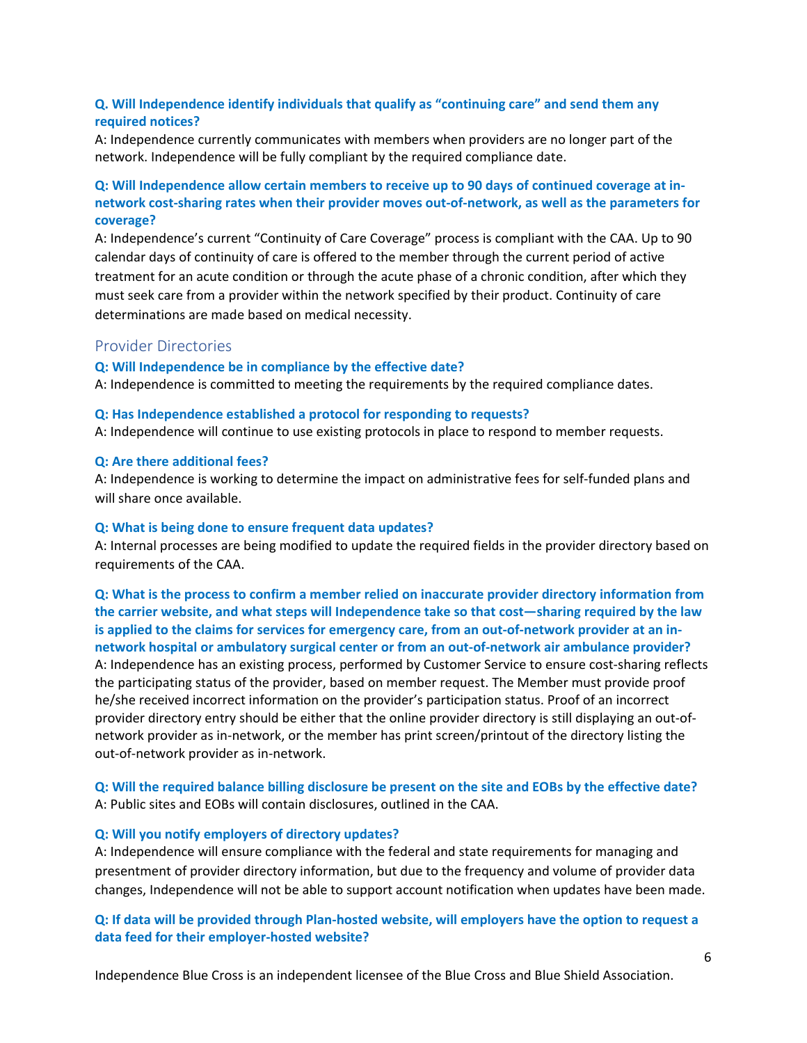**Q. Will Independence identify individuals that qualify as "continuing care" and send them any required notices?**

A: Independence currently communicates with members when providers are no longer part of the network. Independence will be fully compliant by the required compliance date.

**Q: Will Independence allow certain members to receive up to 90 days of continued coverage at in-network cost-sharing rates when their provider moves out-of-network, as well as the parameters for coverage?**

A: Independence's current "Continuity of Care Coverage" process is compliant with the CAA. Up to 90 calendar days of continuity of care is offered to the member through the current period of active treatment for an acute condition or through the acute phase of a chronic condition, after which they must seek care from a provider within the network specified by their product. Continuity of care determinations are made based on medical necessity.

## Provider Directories

**Q: Will Independence be in compliance by the effective date?**

A: Independence is committed to meeting the requirements by the required compliance dates.

**Q: Has Independence established a protocol for responding to requests?**

A: Independence will continue to use existing protocols in place to respond to member requests.

**Q: Are there additional fees?**

A: Independence is working to determine the impact on administrative fees for self-funded plans and will share once available.

**Q: What is being done to ensure frequent data updates?**

A: Internal processes are being modified to update the required fields in the provider directory based on requirements of the CAA.

**Q: What is the process to confirm a member relied on inaccurate provider directory information from the carrier website, and what steps will Independence take so that cost—sharing required by the law is applied to the claims for services for emergency care, from an out-of-network provider at an in-network hospital or ambulatory surgical center or from an out-of-network air ambulance provider?**

A: Independence has an existing process, performed by Customer Service to ensure cost-sharing reflects the participating status of the provider, based on member request. The Member must provide proof he/she received incorrect information on the provider's participation status. Proof of an incorrect provider directory entry should be either that the online provider directory is still displaying an out-of-network provider as in-network, or the member has print screen/printout of the directory listing the out-of-network provider as in-network.

**Q: Will the required balance billing disclosure be present on the site and EOBs by the effective date?**

A: Public sites and EOBs will contain disclosures, outlined in the CAA.

**Q: Will you notify employers of directory updates?**

A: Independence will ensure compliance with the federal and state requirements for managing and presentment of provider directory information, but due to the frequency and volume of provider data changes, Independence will not be able to support account notification when updates have been made.

**Q: If data will be provided through Plan-hosted website, will employers have the option to request a data feed for their employer-hosted website?**

Independence Blue Cross is an independent licensee of the Blue Cross and Blue Shield Association.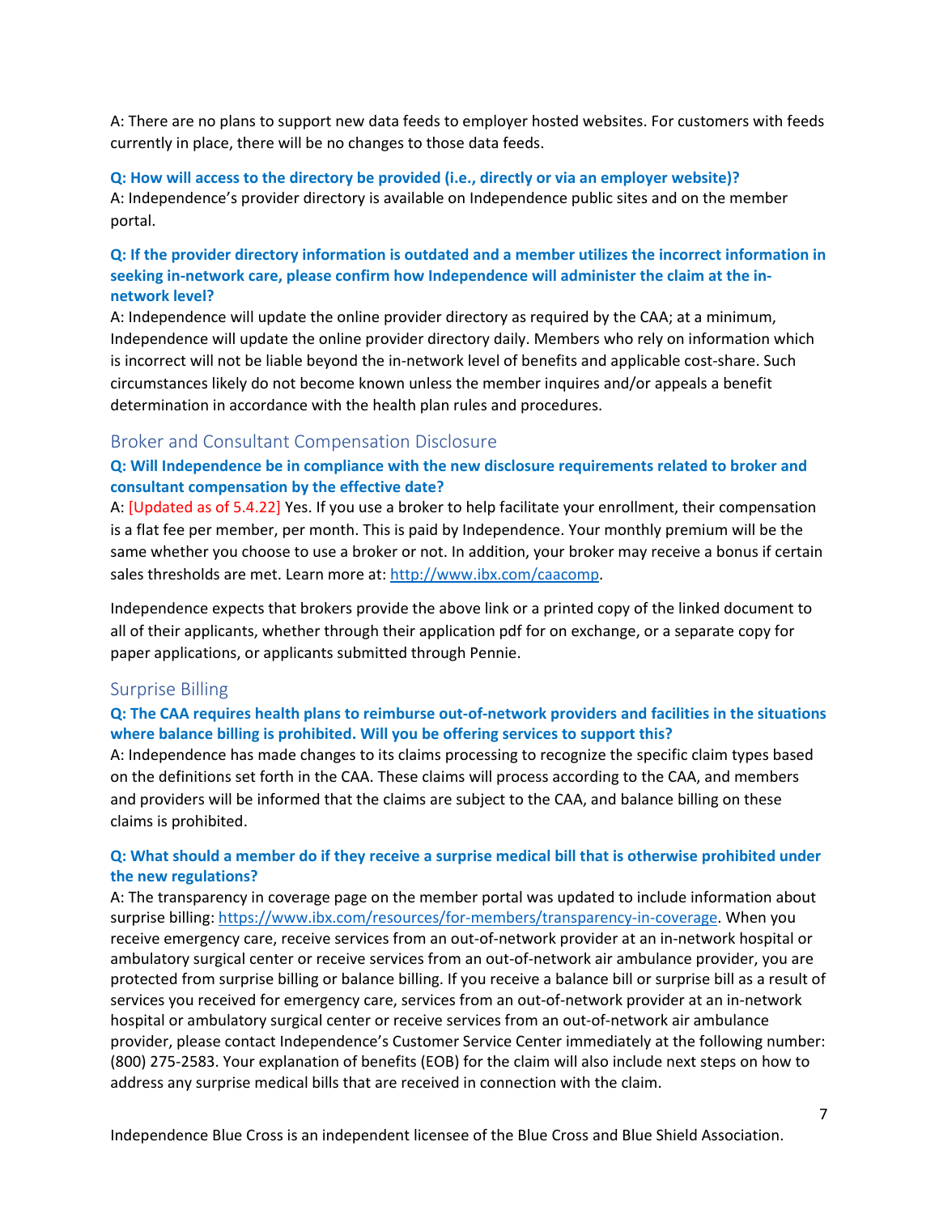A: There are no plans to support new data feeds to employer hosted websites. For customers with feeds currently in place, there will be no changes to those data feeds.

**Q: How will access to the directory be provided (i.e., directly or via an employer website)?**
A: Independence's provider directory is available on Independence public sites and on the member portal.

**Q: If the provider directory information is outdated and a member utilizes the incorrect information in seeking in-network care, please confirm how Independence will administer the claim at the in-network level?**
A: Independence will update the online provider directory as required by the CAA; at a minimum, Independence will update the online provider directory daily. Members who rely on information which is incorrect will not be liable beyond the in-network level of benefits and applicable cost-share. Such circumstances likely do not become known unless the member inquires and/or appeals a benefit determination in accordance with the health plan rules and procedures.

## Broker and Consultant Compensation Disclosure

**Q: Will Independence be in compliance with the new disclosure requirements related to broker and consultant compensation by the effective date?**
A: [Updated as of 5.4.22] Yes. If you use a broker to help facilitate your enrollment, their compensation is a flat fee per member, per month. This is paid by Independence. Your monthly premium will be the same whether you choose to use a broker or not. In addition, your broker may receive a bonus if certain sales thresholds are met. Learn more at: http://www.ibx.com/caacomp.

Independence expects that brokers provide the above link or a printed copy of the linked document to all of their applicants, whether through their application pdf for on exchange, or a separate copy for paper applications, or applicants submitted through Pennie.

## Surprise Billing

**Q: The CAA requires health plans to reimburse out-of-network providers and facilities in the situations where balance billing is prohibited. Will you be offering services to support this?**
A: Independence has made changes to its claims processing to recognize the specific claim types based on the definitions set forth in the CAA. These claims will process according to the CAA, and members and providers will be informed that the claims are subject to the CAA, and balance billing on these claims is prohibited.

**Q: What should a member do if they receive a surprise medical bill that is otherwise prohibited under the new regulations?**
A: The transparency in coverage page on the member portal was updated to include information about surprise billing: https://www.ibx.com/resources/for-members/transparency-in-coverage. When you receive emergency care, receive services from an out-of-network provider at an in-network hospital or ambulatory surgical center or receive services from an out-of-network air ambulance provider, you are protected from surprise billing or balance billing. If you receive a balance bill or surprise bill as a result of services you received for emergency care, services from an out-of-network provider at an in-network hospital or ambulatory surgical center or receive services from an out-of-network air ambulance provider, please contact Independence's Customer Service Center immediately at the following number: (800) 275-2583. Your explanation of benefits (EOB) for the claim will also include next steps on how to address any surprise medical bills that are received in connection with the claim.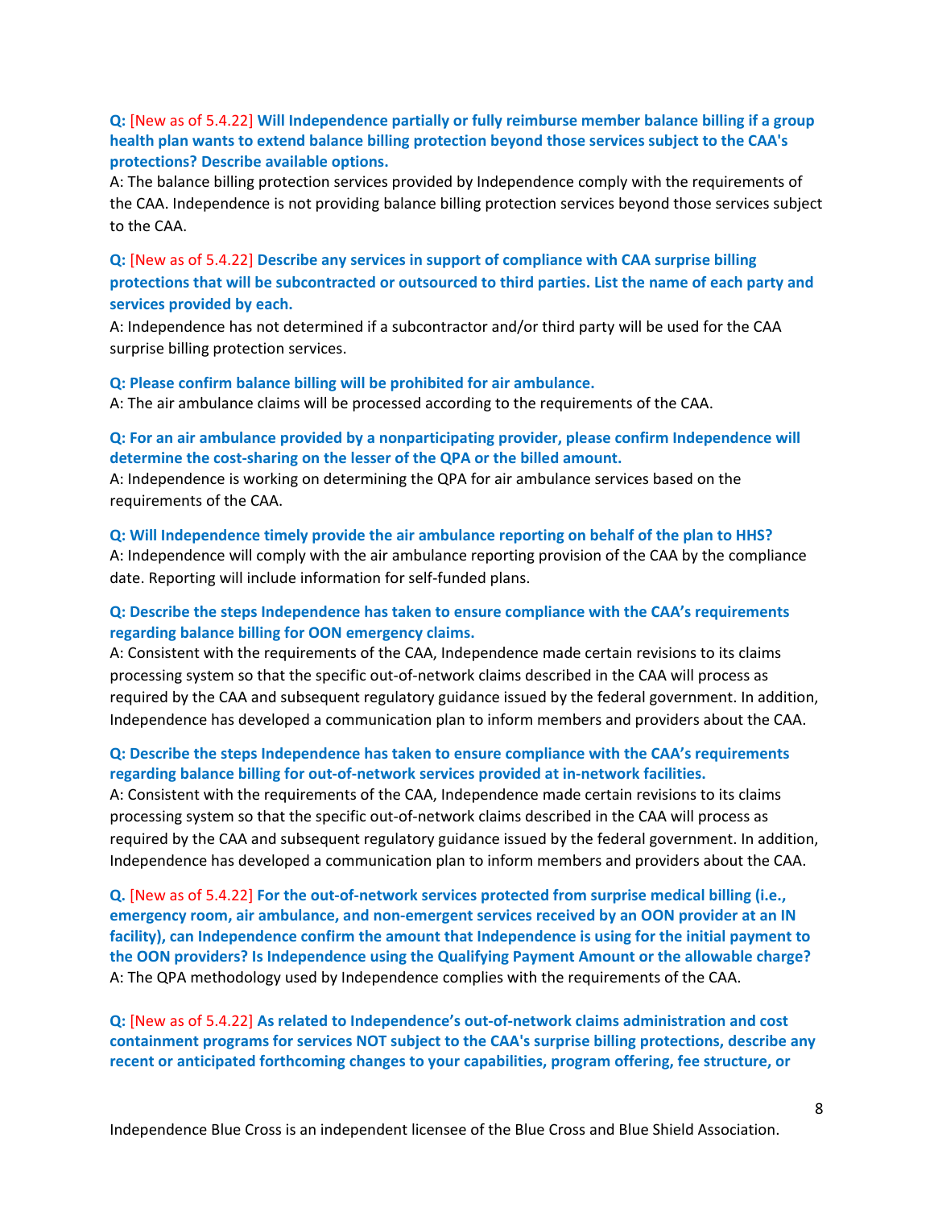**Q:** [New as of 5.4.22] **Will Independence partially or fully reimburse member balance billing if a group health plan wants to extend balance billing protection beyond those services subject to the CAA's protections? Describe available options.**

A: The balance billing protection services provided by Independence comply with the requirements of the CAA. Independence is not providing balance billing protection services beyond those services subject to the CAA.

**Q:** [New as of 5.4.22] **Describe any services in support of compliance with CAA surprise billing protections that will be subcontracted or outsourced to third parties. List the name of each party and services provided by each.**

A: Independence has not determined if a subcontractor and/or third party will be used for the CAA surprise billing protection services.

**Q: Please confirm balance billing will be prohibited for air ambulance.**

A: The air ambulance claims will be processed according to the requirements of the CAA.

**Q: For an air ambulance provided by a nonparticipating provider, please confirm Independence will determine the cost-sharing on the lesser of the QPA or the billed amount.**

A: Independence is working on determining the QPA for air ambulance services based on the requirements of the CAA.

**Q: Will Independence timely provide the air ambulance reporting on behalf of the plan to HHS?**

A: Independence will comply with the air ambulance reporting provision of the CAA by the compliance date. Reporting will include information for self-funded plans.

**Q: Describe the steps Independence has taken to ensure compliance with the CAA's requirements regarding balance billing for OON emergency claims.**

A: Consistent with the requirements of the CAA, Independence made certain revisions to its claims processing system so that the specific out-of-network claims described in the CAA will process as required by the CAA and subsequent regulatory guidance issued by the federal government. In addition, Independence has developed a communication plan to inform members and providers about the CAA.

**Q: Describe the steps Independence has taken to ensure compliance with the CAA's requirements regarding balance billing for out-of-network services provided at in-network facilities.**

A: Consistent with the requirements of the CAA, Independence made certain revisions to its claims processing system so that the specific out-of-network claims described in the CAA will process as required by the CAA and subsequent regulatory guidance issued by the federal government. In addition, Independence has developed a communication plan to inform members and providers about the CAA.

**Q.** [New as of 5.4.22] **For the out-of-network services protected from surprise medical billing (i.e., emergency room, air ambulance, and non-emergent services received by an OON provider at an IN facility), can Independence confirm the amount that Independence is using for the initial payment to the OON providers? Is Independence using the Qualifying Payment Amount or the allowable charge?**

A: The QPA methodology used by Independence complies with the requirements of the CAA.

**Q:** [New as of 5.4.22] **As related to Independence's out-of-network claims administration and cost containment programs for services NOT subject to the CAA's surprise billing protections, describe any recent or anticipated forthcoming changes to your capabilities, program offering, fee structure, or**

Independence Blue Cross is an independent licensee of the Blue Cross and Blue Shield Association.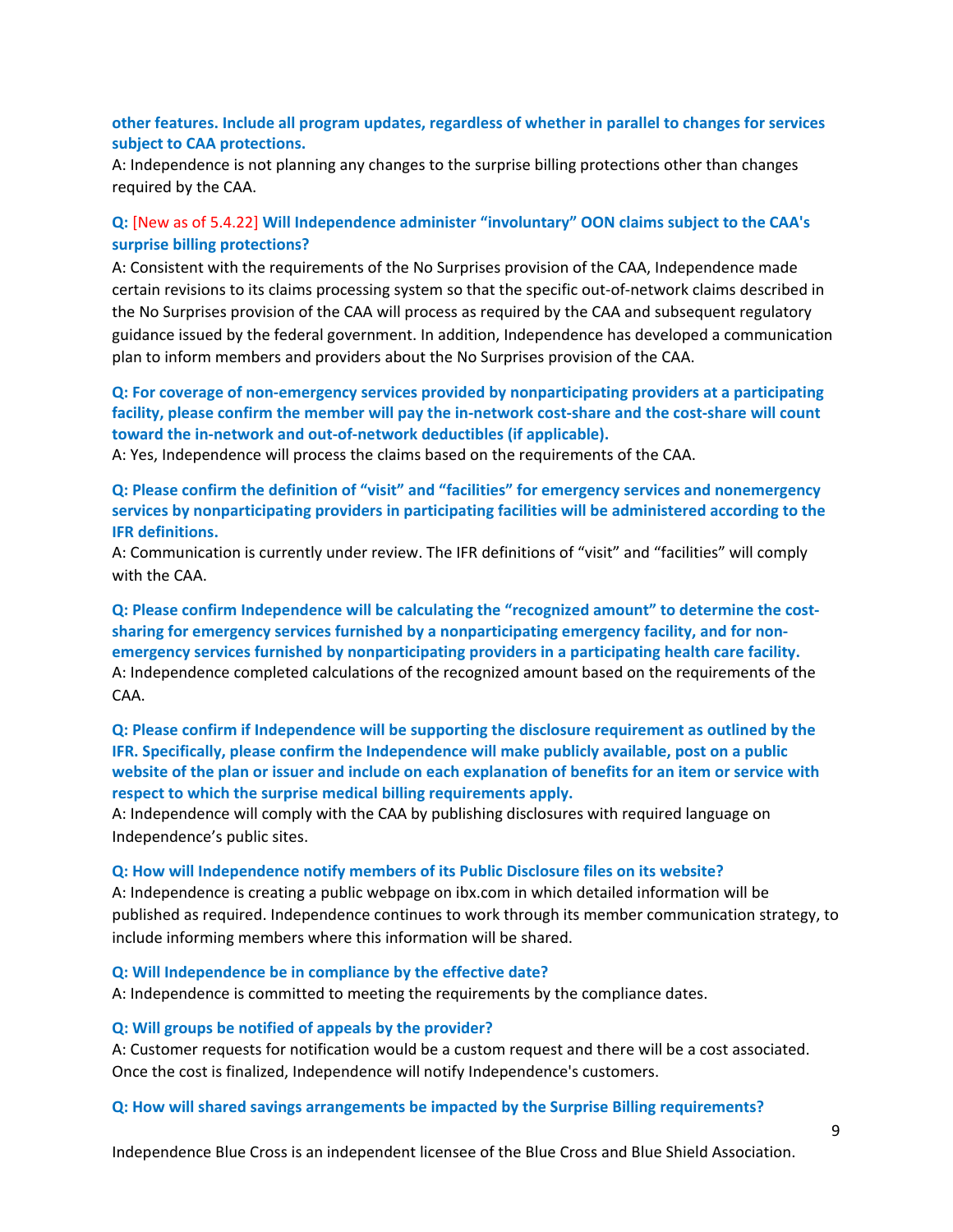**other features. Include all program updates, regardless of whether in parallel to changes for services subject to CAA protections.**

A: Independence is not planning any changes to the surprise billing protections other than changes required by the CAA.

**Q: [New as of 5.4.22] Will Independence administer "involuntary" OON claims subject to the CAA's surprise billing protections?**

A: Consistent with the requirements of the No Surprises provision of the CAA, Independence made certain revisions to its claims processing system so that the specific out-of-network claims described in the No Surprises provision of the CAA will process as required by the CAA and subsequent regulatory guidance issued by the federal government. In addition, Independence has developed a communication plan to inform members and providers about the No Surprises provision of the CAA.

**Q: For coverage of non-emergency services provided by nonparticipating providers at a participating facility, please confirm the member will pay the in-network cost-share and the cost-share will count toward the in-network and out-of-network deductibles (if applicable).**

A: Yes, Independence will process the claims based on the requirements of the CAA.

**Q: Please confirm the definition of "visit" and "facilities" for emergency services and nonemergency services by nonparticipating providers in participating facilities will be administered according to the IFR definitions.**

A: Communication is currently under review. The IFR definitions of "visit" and "facilities" will comply with the CAA.

**Q: Please confirm Independence will be calculating the "recognized amount" to determine the cost-sharing for emergency services furnished by a nonparticipating emergency facility, and for non-emergency services furnished by nonparticipating providers in a participating health care facility.**

A: Independence completed calculations of the recognized amount based on the requirements of the CAA.

**Q: Please confirm if Independence will be supporting the disclosure requirement as outlined by the IFR. Specifically, please confirm the Independence will make publicly available, post on a public website of the plan or issuer and include on each explanation of benefits for an item or service with respect to which the surprise medical billing requirements apply.**

A: Independence will comply with the CAA by publishing disclosures with required language on Independence's public sites.

**Q: How will Independence notify members of its Public Disclosure files on its website?**

A: Independence is creating a public webpage on ibx.com in which detailed information will be published as required. Independence continues to work through its member communication strategy, to include informing members where this information will be shared.

**Q: Will Independence be in compliance by the effective date?**

A: Independence is committed to meeting the requirements by the compliance dates.

**Q: Will groups be notified of appeals by the provider?**

A: Customer requests for notification would be a custom request and there will be a cost associated. Once the cost is finalized, Independence will notify Independence's customers.

**Q: How will shared savings arrangements be impacted by the Surprise Billing requirements?**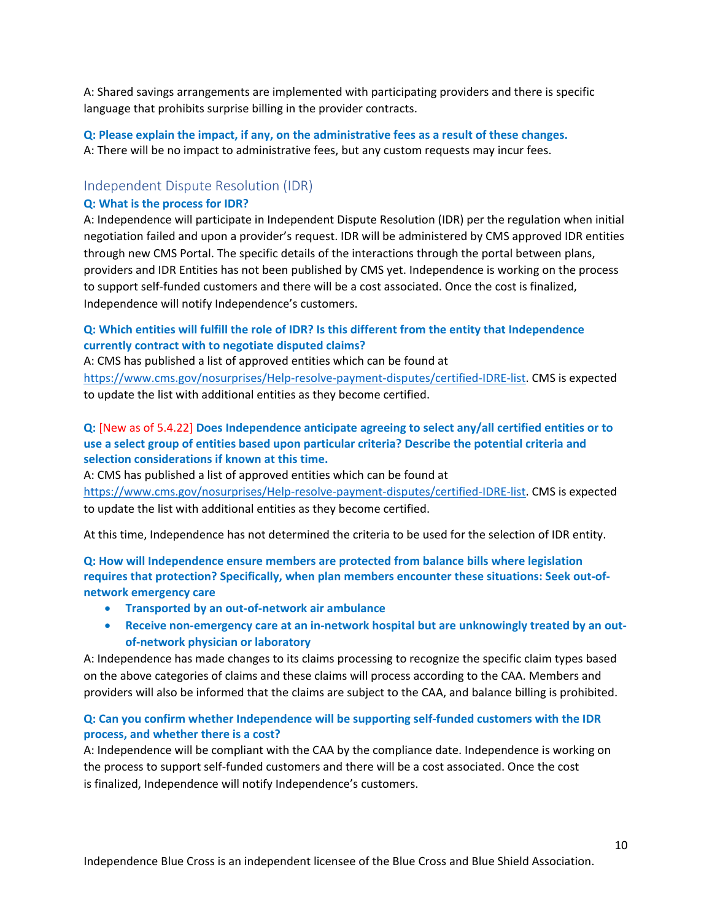A: Shared savings arrangements are implemented with participating providers and there is specific language that prohibits surprise billing in the provider contracts.

**Q: Please explain the impact, if any, on the administrative fees as a result of these changes.**
A: There will be no impact to administrative fees, but any custom requests may incur fees.

## Independent Dispute Resolution (IDR)

**Q: What is the process for IDR?**
A: Independence will participate in Independent Dispute Resolution (IDR) per the regulation when initial negotiation failed and upon a provider's request. IDR will be administered by CMS approved IDR entities through new CMS Portal. The specific details of the interactions through the portal between plans, providers and IDR Entities has not been published by CMS yet. Independence is working on the process to support self-funded customers and there will be a cost associated. Once the cost is finalized, Independence will notify Independence's customers.

**Q: Which entities will fulfill the role of IDR? Is this different from the entity that Independence currently contract with to negotiate disputed claims?**
A: CMS has published a list of approved entities which can be found at https://www.cms.gov/nosurprises/Help-resolve-payment-disputes/certified-IDRE-list. CMS is expected to update the list with additional entities as they become certified.

**Q:** [New as of 5.4.22] **Does Independence anticipate agreeing to select any/all certified entities or to use a select group of entities based upon particular criteria? Describe the potential criteria and selection considerations if known at this time.**
A: CMS has published a list of approved entities which can be found at https://www.cms.gov/nosurprises/Help-resolve-payment-disputes/certified-IDRE-list. CMS is expected to update the list with additional entities as they become certified.

At this time, Independence has not determined the criteria to be used for the selection of IDR entity.

**Q: How will Independence ensure members are protected from balance bills where legislation requires that protection? Specifically, when plan members encounter these situations: Seek out-of-network emergency care**

- **Transported by an out-of-network air ambulance**
- **Receive non-emergency care at an in-network hospital but are unknowingly treated by an out-of-network physician or laboratory**

A: Independence has made changes to its claims processing to recognize the specific claim types based on the above categories of claims and these claims will process according to the CAA. Members and providers will also be informed that the claims are subject to the CAA, and balance billing is prohibited.

**Q: Can you confirm whether Independence will be supporting self-funded customers with the IDR process, and whether there is a cost?**
A: Independence will be compliant with the CAA by the compliance date. Independence is working on the process to support self-funded customers and there will be a cost associated. Once the cost is finalized, Independence will notify Independence's customers.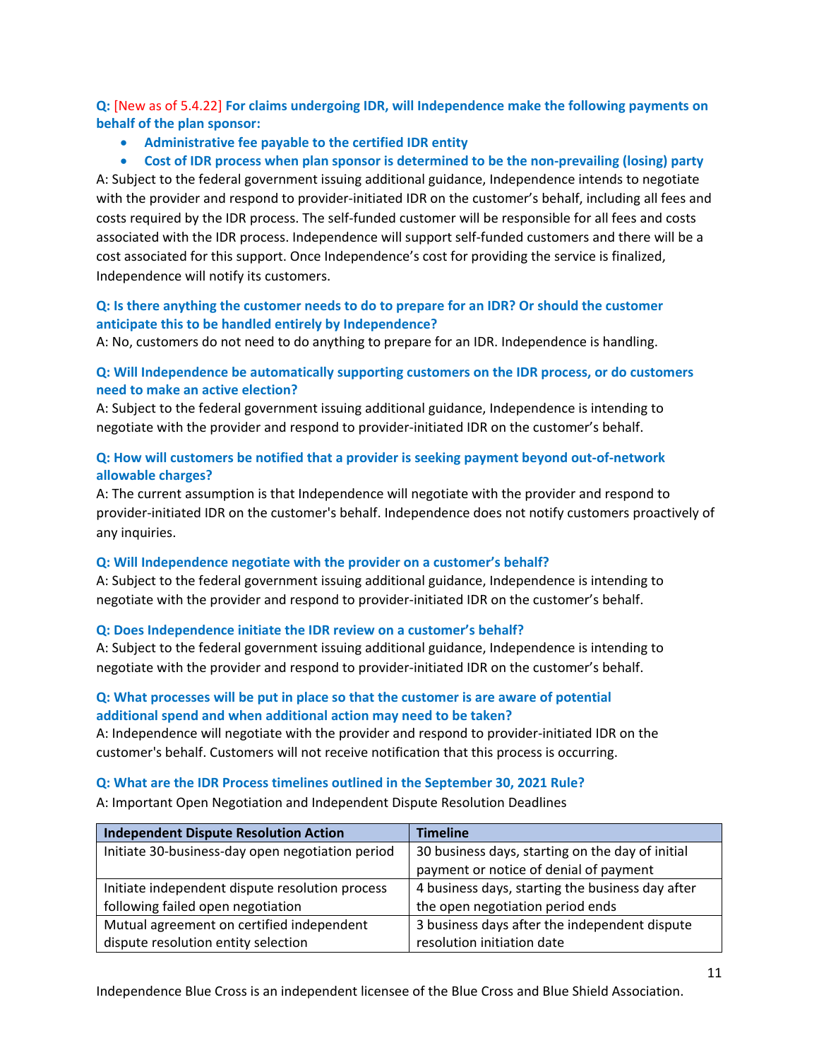**Q:** [New as of 5.4.22] **For claims undergoing IDR, will Independence make the following payments on behalf of the plan sponsor:**

- **Administrative fee payable to the certified IDR entity**
- **Cost of IDR process when plan sponsor is determined to be the non-prevailing (losing) party**

A: Subject to the federal government issuing additional guidance, Independence intends to negotiate with the provider and respond to provider-initiated IDR on the customer's behalf, including all fees and costs required by the IDR process. The self-funded customer will be responsible for all fees and costs associated with the IDR process. Independence will support self-funded customers and there will be a cost associated for this support. Once Independence's cost for providing the service is finalized, Independence will notify its customers.

**Q: Is there anything the customer needs to do to prepare for an IDR? Or should the customer anticipate this to be handled entirely by Independence?**

A: No, customers do not need to do anything to prepare for an IDR. Independence is handling.

**Q: Will Independence be automatically supporting customers on the IDR process, or do customers need to make an active election?**

A: Subject to the federal government issuing additional guidance, Independence is intending to negotiate with the provider and respond to provider-initiated IDR on the customer's behalf.

**Q: How will customers be notified that a provider is seeking payment beyond out-of-network allowable charges?**

A: The current assumption is that Independence will negotiate with the provider and respond to provider-initiated IDR on the customer's behalf. Independence does not notify customers proactively of any inquiries.

**Q: Will Independence negotiate with the provider on a customer's behalf?**

A: Subject to the federal government issuing additional guidance, Independence is intending to negotiate with the provider and respond to provider-initiated IDR on the customer's behalf.

**Q: Does Independence initiate the IDR review on a customer's behalf?**

A: Subject to the federal government issuing additional guidance, Independence is intending to negotiate with the provider and respond to provider-initiated IDR on the customer's behalf.

**Q: What processes will be put in place so that the customer is are aware of potential additional spend and when additional action may need to be taken?**

A: Independence will negotiate with the provider and respond to provider-initiated IDR on the customer's behalf. Customers will not receive notification that this process is occurring.

**Q: What are the IDR Process timelines outlined in the September 30, 2021 Rule?**

A: Important Open Negotiation and Independent Dispute Resolution Deadlines

| Independent Dispute Resolution Action | Timeline |
| --- | --- |
| Initiate 30-business-day open negotiation period | 30 business days, starting on the day of initial payment or notice of denial of payment |
| Initiate independent dispute resolution process following failed open negotiation | 4 business days, starting the business day after the open negotiation period ends |
| Mutual agreement on certified independent dispute resolution entity selection | 3 business days after the independent dispute resolution initiation date |

Independence Blue Cross is an independent licensee of the Blue Cross and Blue Shield Association.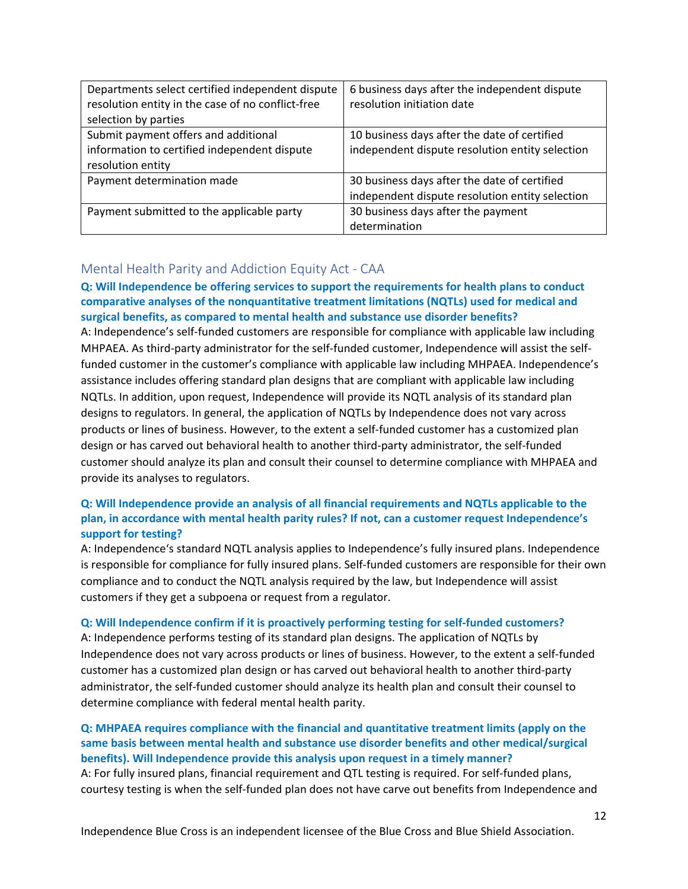| | |
|---|---|
| Departments select certified independent dispute resolution entity in the case of no conflict-free selection by parties | 6 business days after the independent dispute resolution initiation date |
| Submit payment offers and additional information to certified independent dispute resolution entity | 10 business days after the date of certified independent dispute resolution entity selection |
| Payment determination made | 30 business days after the date of certified independent dispute resolution entity selection |
| Payment submitted to the applicable party | 30 business days after the payment determination |

## Mental Health Parity and Addiction Equity Act - CAA

**Q: Will Independence be offering services to support the requirements for health plans to conduct comparative analyses of the nonquantitative treatment limitations (NQTLs) used for medical and surgical benefits, as compared to mental health and substance use disorder benefits?**

A: Independence's self-funded customers are responsible for compliance with applicable law including MHPAEA. As third-party administrator for the self-funded customer, Independence will assist the self-funded customer in the customer's compliance with applicable law including MHPAEA. Independence's assistance includes offering standard plan designs that are compliant with applicable law including NQTLs. In addition, upon request, Independence will provide its NQTL analysis of its standard plan designs to regulators. In general, the application of NQTLs by Independence does not vary across products or lines of business. However, to the extent a self-funded customer has a customized plan design or has carved out behavioral health to another third-party administrator, the self-funded customer should analyze its plan and consult their counsel to determine compliance with MHPAEA and provide its analyses to regulators.

**Q: Will Independence provide an analysis of all financial requirements and NQTLs applicable to the plan, in accordance with mental health parity rules? If not, can a customer request Independence's support for testing?**

A: Independence's standard NQTL analysis applies to Independence's fully insured plans. Independence is responsible for compliance for fully insured plans. Self-funded customers are responsible for their own compliance and to conduct the NQTL analysis required by the law, but Independence will assist customers if they get a subpoena or request from a regulator.

**Q: Will Independence confirm if it is proactively performing testing for self-funded customers?**

A: Independence performs testing of its standard plan designs. The application of NQTLs by Independence does not vary across products or lines of business. However, to the extent a self-funded customer has a customized plan design or has carved out behavioral health to another third-party administrator, the self-funded customer should analyze its health plan and consult their counsel to determine compliance with federal mental health parity.

**Q: MHPAEA requires compliance with the financial and quantitative treatment limits (apply on the same basis between mental health and substance use disorder benefits and other medical/surgical benefits). Will Independence provide this analysis upon request in a timely manner?**

A: For fully insured plans, financial requirement and QTL testing is required. For self-funded plans, courtesy testing is when the self-funded plan does not have carve out benefits from Independence and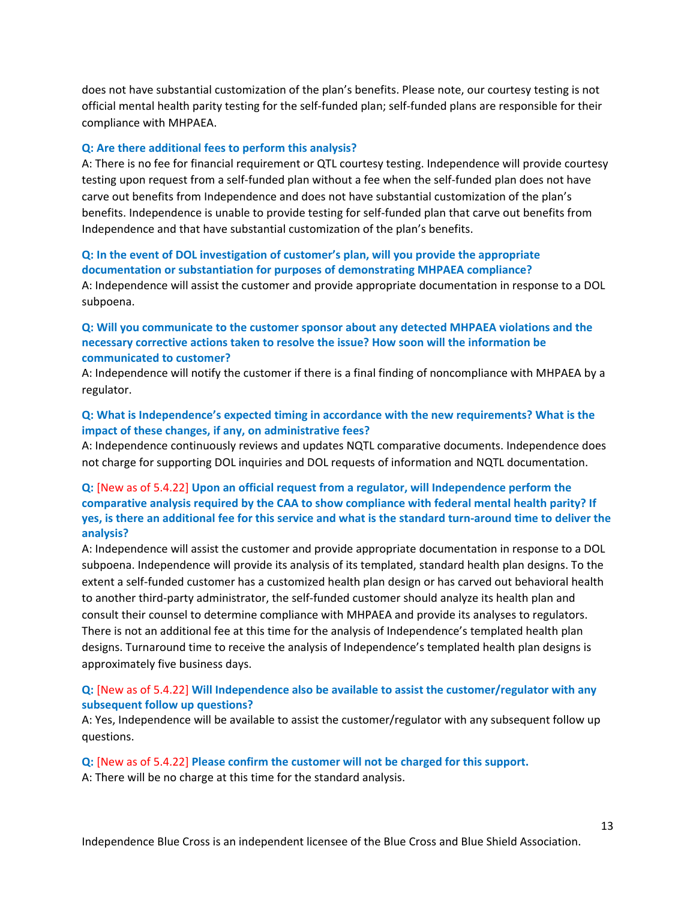does not have substantial customization of the plan's benefits. Please note, our courtesy testing is not official mental health parity testing for the self-funded plan; self-funded plans are responsible for their compliance with MHPAEA.

**Q: Are there additional fees to perform this analysis?**

A: There is no fee for financial requirement or QTL courtesy testing. Independence will provide courtesy testing upon request from a self-funded plan without a fee when the self-funded plan does not have carve out benefits from Independence and does not have substantial customization of the plan's benefits. Independence is unable to provide testing for self-funded plan that carve out benefits from Independence and that have substantial customization of the plan's benefits.

**Q: In the event of DOL investigation of customer's plan, will you provide the appropriate documentation or substantiation for purposes of demonstrating MHPAEA compliance?**

A: Independence will assist the customer and provide appropriate documentation in response to a DOL subpoena.

**Q: Will you communicate to the customer sponsor about any detected MHPAEA violations and the necessary corrective actions taken to resolve the issue? How soon will the information be communicated to customer?**

A: Independence will notify the customer if there is a final finding of noncompliance with MHPAEA by a regulator.

**Q: What is Independence's expected timing in accordance with the new requirements? What is the impact of these changes, if any, on administrative fees?**

A: Independence continuously reviews and updates NQTL comparative documents. Independence does not charge for supporting DOL inquiries and DOL requests of information and NQTL documentation.

**Q:** [New as of 5.4.22] **Upon an official request from a regulator, will Independence perform the comparative analysis required by the CAA to show compliance with federal mental health parity? If yes, is there an additional fee for this service and what is the standard turn-around time to deliver the analysis?**

A: Independence will assist the customer and provide appropriate documentation in response to a DOL subpoena. Independence will provide its analysis of its templated, standard health plan designs. To the extent a self-funded customer has a customized health plan design or has carved out behavioral health to another third-party administrator, the self-funded customer should analyze its health plan and consult their counsel to determine compliance with MHPAEA and provide its analyses to regulators. There is not an additional fee at this time for the analysis of Independence's templated health plan designs. Turnaround time to receive the analysis of Independence's templated health plan designs is approximately five business days.

**Q:** [New as of 5.4.22] **Will Independence also be available to assist the customer/regulator with any subsequent follow up questions?**

A: Yes, Independence will be available to assist the customer/regulator with any subsequent follow up questions.

**Q:** [New as of 5.4.22] **Please confirm the customer will not be charged for this support.**

A: There will be no charge at this time for the standard analysis.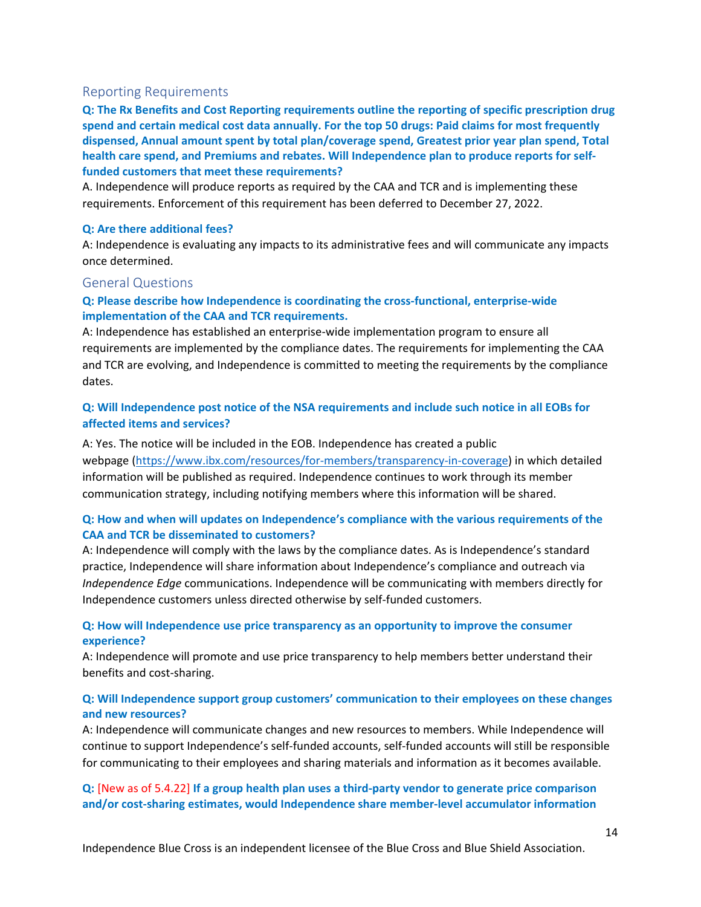## Reporting Requirements

**Q: The Rx Benefits and Cost Reporting requirements outline the reporting of specific prescription drug spend and certain medical cost data annually. For the top 50 drugs: Paid claims for most frequently dispensed, Annual amount spent by total plan/coverage spend, Greatest prior year plan spend, Total health care spend, and Premiums and rebates. Will Independence plan to produce reports for self-funded customers that meet these requirements?**

A. Independence will produce reports as required by the CAA and TCR and is implementing these requirements. Enforcement of this requirement has been deferred to December 27, 2022.

**Q: Are there additional fees?**

A: Independence is evaluating any impacts to its administrative fees and will communicate any impacts once determined.

## General Questions

**Q: Please describe how Independence is coordinating the cross-functional, enterprise-wide implementation of the CAA and TCR requirements.**

A: Independence has established an enterprise-wide implementation program to ensure all requirements are implemented by the compliance dates. The requirements for implementing the CAA and TCR are evolving, and Independence is committed to meeting the requirements by the compliance dates.

**Q: Will Independence post notice of the NSA requirements and include such notice in all EOBs for affected items and services?**

A: Yes. The notice will be included in the EOB. Independence has created a public webpage (https://www.ibx.com/resources/for-members/transparency-in-coverage) in which detailed information will be published as required. Independence continues to work through its member communication strategy, including notifying members where this information will be shared.

**Q: How and when will updates on Independence's compliance with the various requirements of the CAA and TCR be disseminated to customers?**

A: Independence will comply with the laws by the compliance dates. As is Independence's standard practice, Independence will share information about Independence's compliance and outreach via *Independence Edge* communications. Independence will be communicating with members directly for Independence customers unless directed otherwise by self-funded customers.

**Q: How will Independence use price transparency as an opportunity to improve the consumer experience?**

A: Independence will promote and use price transparency to help members better understand their benefits and cost-sharing.

**Q: Will Independence support group customers' communication to their employees on these changes and new resources?**

A: Independence will communicate changes and new resources to members. While Independence will continue to support Independence's self-funded accounts, self-funded accounts will still be responsible for communicating to their employees and sharing materials and information as it becomes available.

**Q:** [New as of 5.4.22] **If a group health plan uses a third-party vendor to generate price comparison and/or cost-sharing estimates, would Independence share member-level accumulator information**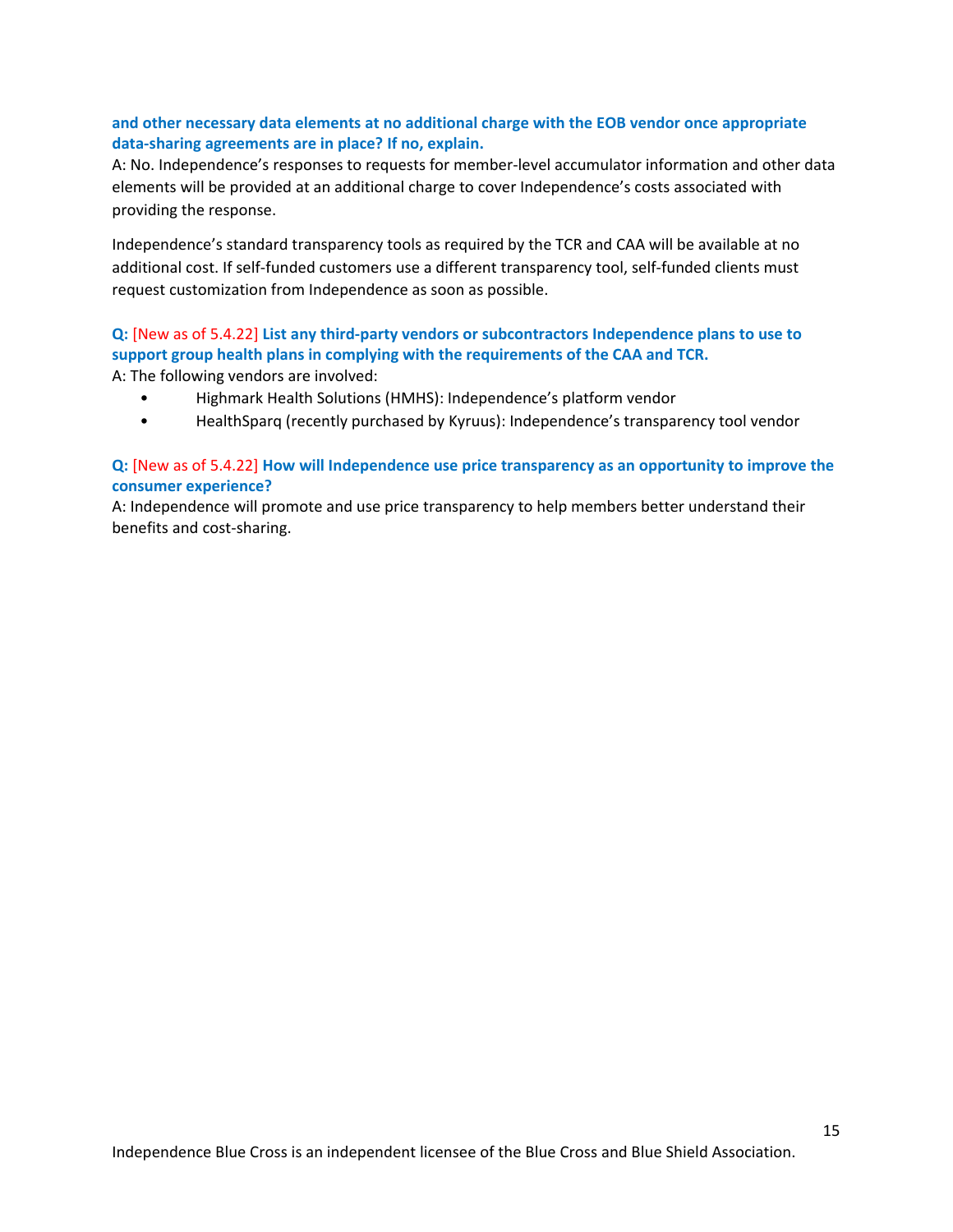**and other necessary data elements at no additional charge with the EOB vendor once appropriate data-sharing agreements are in place? If no, explain.**

A: No. Independence's responses to requests for member-level accumulator information and other data elements will be provided at an additional charge to cover Independence's costs associated with providing the response.

Independence's standard transparency tools as required by the TCR and CAA will be available at no additional cost. If self-funded customers use a different transparency tool, self-funded clients must request customization from Independence as soon as possible.

**Q:** [New as of 5.4.22] **List any third-party vendors or subcontractors Independence plans to use to support group health plans in complying with the requirements of the CAA and TCR.**

A: The following vendors are involved:

- Highmark Health Solutions (HMHS): Independence's platform vendor
- HealthSparq (recently purchased by Kyruus): Independence's transparency tool vendor

**Q:** [New as of 5.4.22] **How will Independence use price transparency as an opportunity to improve the consumer experience?**

A: Independence will promote and use price transparency to help members better understand their benefits and cost-sharing.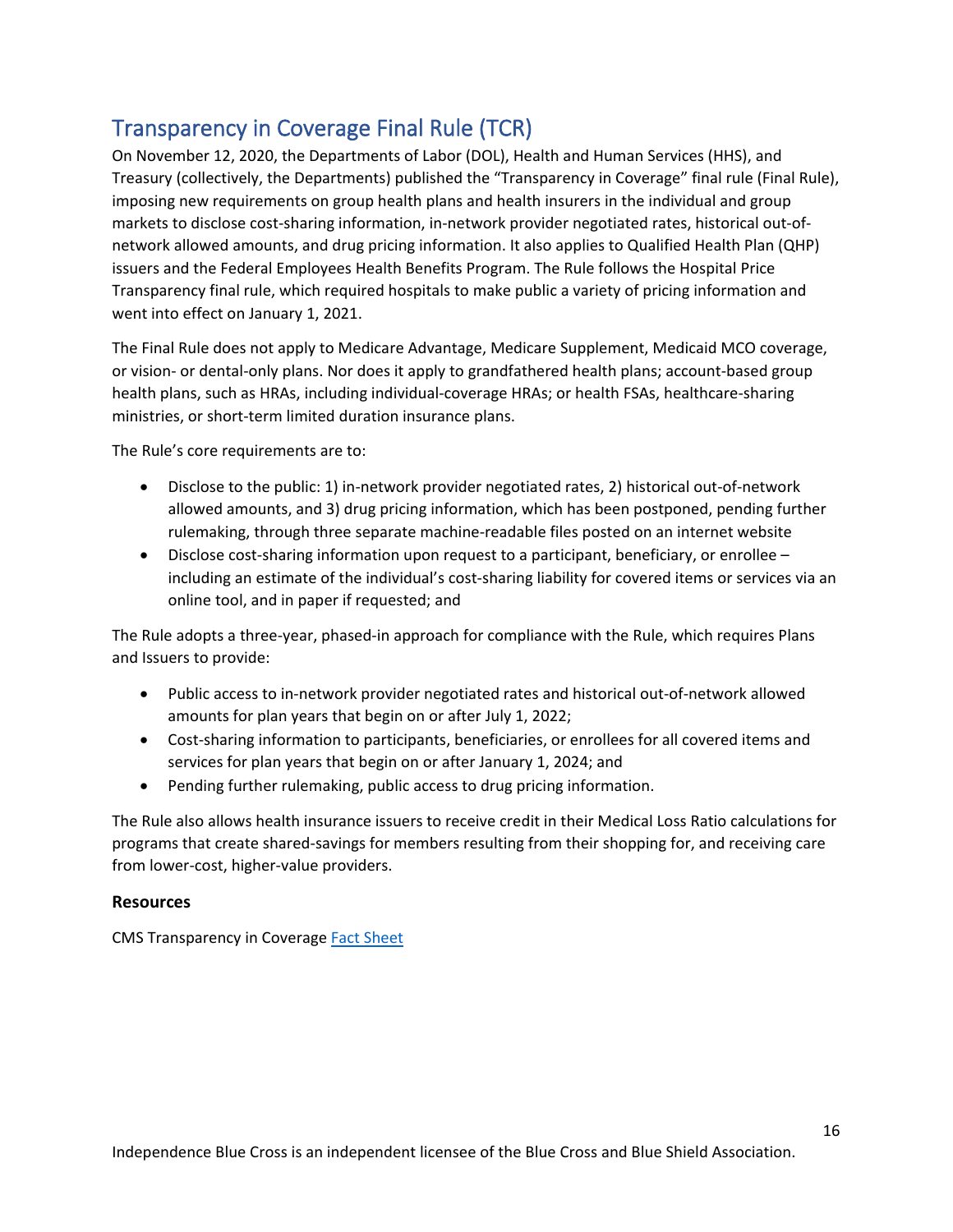## Transparency in Coverage Final Rule (TCR)

On November 12, 2020, the Departments of Labor (DOL), Health and Human Services (HHS), and Treasury (collectively, the Departments) published the "Transparency in Coverage" final rule (Final Rule), imposing new requirements on group health plans and health insurers in the individual and group markets to disclose cost-sharing information, in-network provider negotiated rates, historical out-of-network allowed amounts, and drug pricing information. It also applies to Qualified Health Plan (QHP) issuers and the Federal Employees Health Benefits Program. The Rule follows the Hospital Price Transparency final rule, which required hospitals to make public a variety of pricing information and went into effect on January 1, 2021.

The Final Rule does not apply to Medicare Advantage, Medicare Supplement, Medicaid MCO coverage, or vision- or dental-only plans. Nor does it apply to grandfathered health plans; account-based group health plans, such as HRAs, including individual-coverage HRAs; or health FSAs, healthcare-sharing ministries, or short-term limited duration insurance plans.

The Rule's core requirements are to:

- Disclose to the public: 1) in-network provider negotiated rates, 2) historical out-of-network allowed amounts, and 3) drug pricing information, which has been postponed, pending further rulemaking, through three separate machine-readable files posted on an internet website
- Disclose cost-sharing information upon request to a participant, beneficiary, or enrollee – including an estimate of the individual's cost-sharing liability for covered items or services via an online tool, and in paper if requested; and

The Rule adopts a three-year, phased-in approach for compliance with the Rule, which requires Plans and Issuers to provide:

- Public access to in-network provider negotiated rates and historical out-of-network allowed amounts for plan years that begin on or after July 1, 2022;
- Cost-sharing information to participants, beneficiaries, or enrollees for all covered items and services for plan years that begin on or after January 1, 2024; and
- Pending further rulemaking, public access to drug pricing information.

The Rule also allows health insurance issuers to receive credit in their Medical Loss Ratio calculations for programs that create shared-savings for members resulting from their shopping for, and receiving care from lower-cost, higher-value providers.

**Resources**

CMS Transparency in Coverage Fact Sheet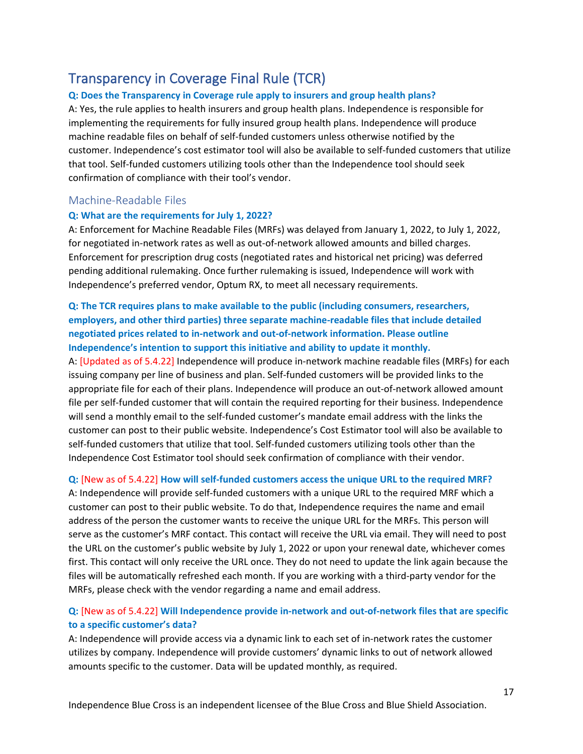# Transparency in Coverage Final Rule (TCR)

**Q: Does the Transparency in Coverage rule apply to insurers and group health plans?**

A: Yes, the rule applies to health insurers and group health plans. Independence is responsible for implementing the requirements for fully insured group health plans. Independence will produce machine readable files on behalf of self-funded customers unless otherwise notified by the customer. Independence's cost estimator tool will also be available to self-funded customers that utilize that tool. Self-funded customers utilizing tools other than the Independence tool should seek confirmation of compliance with their tool's vendor.

## Machine-Readable Files

**Q: What are the requirements for July 1, 2022?**

A: Enforcement for Machine Readable Files (MRFs) was delayed from January 1, 2022, to July 1, 2022, for negotiated in-network rates as well as out-of-network allowed amounts and billed charges. Enforcement for prescription drug costs (negotiated rates and historical net pricing) was deferred pending additional rulemaking. Once further rulemaking is issued, Independence will work with Independence's preferred vendor, Optum RX, to meet all necessary requirements.

**Q: The TCR requires plans to make available to the public (including consumers, researchers, employers, and other third parties) three separate machine-readable files that include detailed negotiated prices related to in-network and out-of-network information. Please outline Independence's intention to support this initiative and ability to update it monthly.**

A: [Updated as of 5.4.22] Independence will produce in-network machine readable files (MRFs) for each issuing company per line of business and plan. Self-funded customers will be provided links to the appropriate file for each of their plans. Independence will produce an out-of-network allowed amount file per self-funded customer that will contain the required reporting for their business. Independence will send a monthly email to the self-funded customer's mandate email address with the links the customer can post to their public website. Independence's Cost Estimator tool will also be available to self-funded customers that utilize that tool. Self-funded customers utilizing tools other than the Independence Cost Estimator tool should seek confirmation of compliance with their vendor.

**Q: [New as of 5.4.22] How will self-funded customers access the unique URL to the required MRF?**

A: Independence will provide self-funded customers with a unique URL to the required MRF which a customer can post to their public website. To do that, Independence requires the name and email address of the person the customer wants to receive the unique URL for the MRFs. This person will serve as the customer's MRF contact. This contact will receive the URL via email. They will need to post the URL on the customer's public website by July 1, 2022 or upon your renewal date, whichever comes first. This contact will only receive the URL once. They do not need to update the link again because the files will be automatically refreshed each month. If you are working with a third-party vendor for the MRFs, please check with the vendor regarding a name and email address.

**Q: [New as of 5.4.22] Will Independence provide in-network and out-of-network files that are specific to a specific customer's data?**

A: Independence will provide access via a dynamic link to each set of in-network rates the customer utilizes by company. Independence will provide customers' dynamic links to out of network allowed amounts specific to the customer. Data will be updated monthly, as required.

Independence Blue Cross is an independent licensee of the Blue Cross and Blue Shield Association.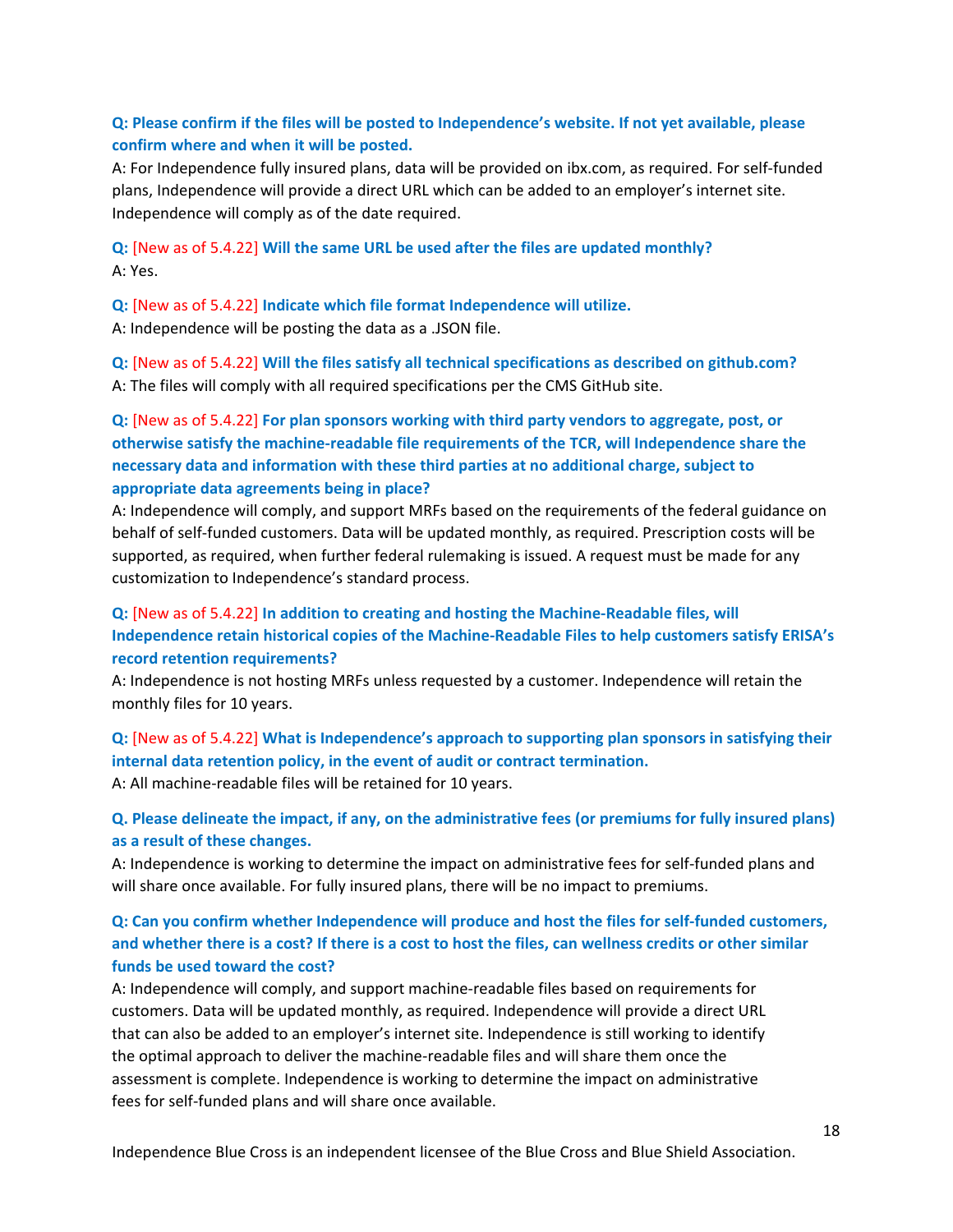**Q: Please confirm if the files will be posted to Independence's website. If not yet available, please confirm where and when it will be posted.**

A: For Independence fully insured plans, data will be provided on ibx.com, as required. For self-funded plans, Independence will provide a direct URL which can be added to an employer's internet site. Independence will comply as of the date required.

**Q:** [New as of 5.4.22] **Will the same URL be used after the files are updated monthly?**

A: Yes.

**Q:** [New as of 5.4.22] **Indicate which file format Independence will utilize.**

A: Independence will be posting the data as a .JSON file.

**Q:** [New as of 5.4.22] **Will the files satisfy all technical specifications as described on github.com?**

A: The files will comply with all required specifications per the CMS GitHub site.

**Q:** [New as of 5.4.22] **For plan sponsors working with third party vendors to aggregate, post, or otherwise satisfy the machine-readable file requirements of the TCR, will Independence share the necessary data and information with these third parties at no additional charge, subject to appropriate data agreements being in place?**

A: Independence will comply, and support MRFs based on the requirements of the federal guidance on behalf of self-funded customers. Data will be updated monthly, as required. Prescription costs will be supported, as required, when further federal rulemaking is issued. A request must be made for any customization to Independence's standard process.

**Q:** [New as of 5.4.22] **In addition to creating and hosting the Machine-Readable files, will Independence retain historical copies of the Machine-Readable Files to help customers satisfy ERISA's record retention requirements?**

A: Independence is not hosting MRFs unless requested by a customer. Independence will retain the monthly files for 10 years.

**Q:** [New as of 5.4.22] **What is Independence's approach to supporting plan sponsors in satisfying their internal data retention policy, in the event of audit or contract termination.**

A: All machine-readable files will be retained for 10 years.

**Q. Please delineate the impact, if any, on the administrative fees (or premiums for fully insured plans) as a result of these changes.**

A: Independence is working to determine the impact on administrative fees for self-funded plans and will share once available. For fully insured plans, there will be no impact to premiums.

**Q: Can you confirm whether Independence will produce and host the files for self-funded customers, and whether there is a cost? If there is a cost to host the files, can wellness credits or other similar funds be used toward the cost?**

A: Independence will comply, and support machine-readable files based on requirements for customers. Data will be updated monthly, as required. Independence will provide a direct URL that can also be added to an employer's internet site. Independence is still working to identify the optimal approach to deliver the machine-readable files and will share them once the assessment is complete. Independence is working to determine the impact on administrative fees for self-funded plans and will share once available.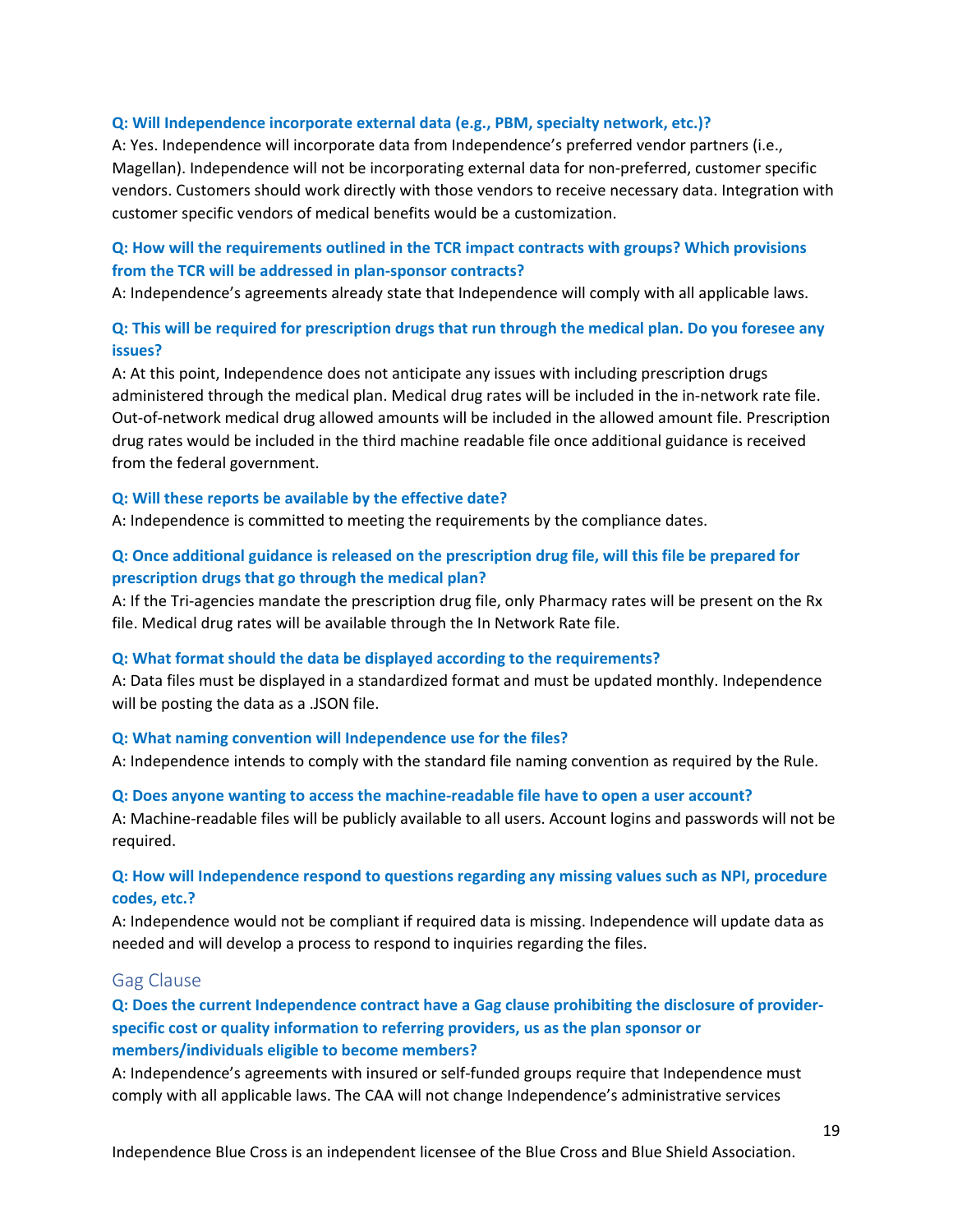**Q: Will Independence incorporate external data (e.g., PBM, specialty network, etc.)?**

A: Yes. Independence will incorporate data from Independence's preferred vendor partners (i.e., Magellan). Independence will not be incorporating external data for non-preferred, customer specific vendors. Customers should work directly with those vendors to receive necessary data. Integration with customer specific vendors of medical benefits would be a customization.

**Q: How will the requirements outlined in the TCR impact contracts with groups? Which provisions from the TCR will be addressed in plan-sponsor contracts?**

A: Independence's agreements already state that Independence will comply with all applicable laws.

**Q: This will be required for prescription drugs that run through the medical plan. Do you foresee any issues?**

A: At this point, Independence does not anticipate any issues with including prescription drugs administered through the medical plan. Medical drug rates will be included in the in-network rate file. Out-of-network medical drug allowed amounts will be included in the allowed amount file. Prescription drug rates would be included in the third machine readable file once additional guidance is received from the federal government.

**Q: Will these reports be available by the effective date?**

A: Independence is committed to meeting the requirements by the compliance dates.

**Q: Once additional guidance is released on the prescription drug file, will this file be prepared for prescription drugs that go through the medical plan?**

A: If the Tri-agencies mandate the prescription drug file, only Pharmacy rates will be present on the Rx file. Medical drug rates will be available through the In Network Rate file.

**Q: What format should the data be displayed according to the requirements?**

A: Data files must be displayed in a standardized format and must be updated monthly. Independence will be posting the data as a .JSON file.

**Q: What naming convention will Independence use for the files?**

A: Independence intends to comply with the standard file naming convention as required by the Rule.

**Q: Does anyone wanting to access the machine-readable file have to open a user account?**

A: Machine-readable files will be publicly available to all users. Account logins and passwords will not be required.

**Q: How will Independence respond to questions regarding any missing values such as NPI, procedure codes, etc.?**

A: Independence would not be compliant if required data is missing. Independence will update data as needed and will develop a process to respond to inquiries regarding the files.

## Gag Clause

**Q: Does the current Independence contract have a Gag clause prohibiting the disclosure of provider-specific cost or quality information to referring providers, us as the plan sponsor or members/individuals eligible to become members?**

A: Independence's agreements with insured or self-funded groups require that Independence must comply with all applicable laws. The CAA will not change Independence's administrative services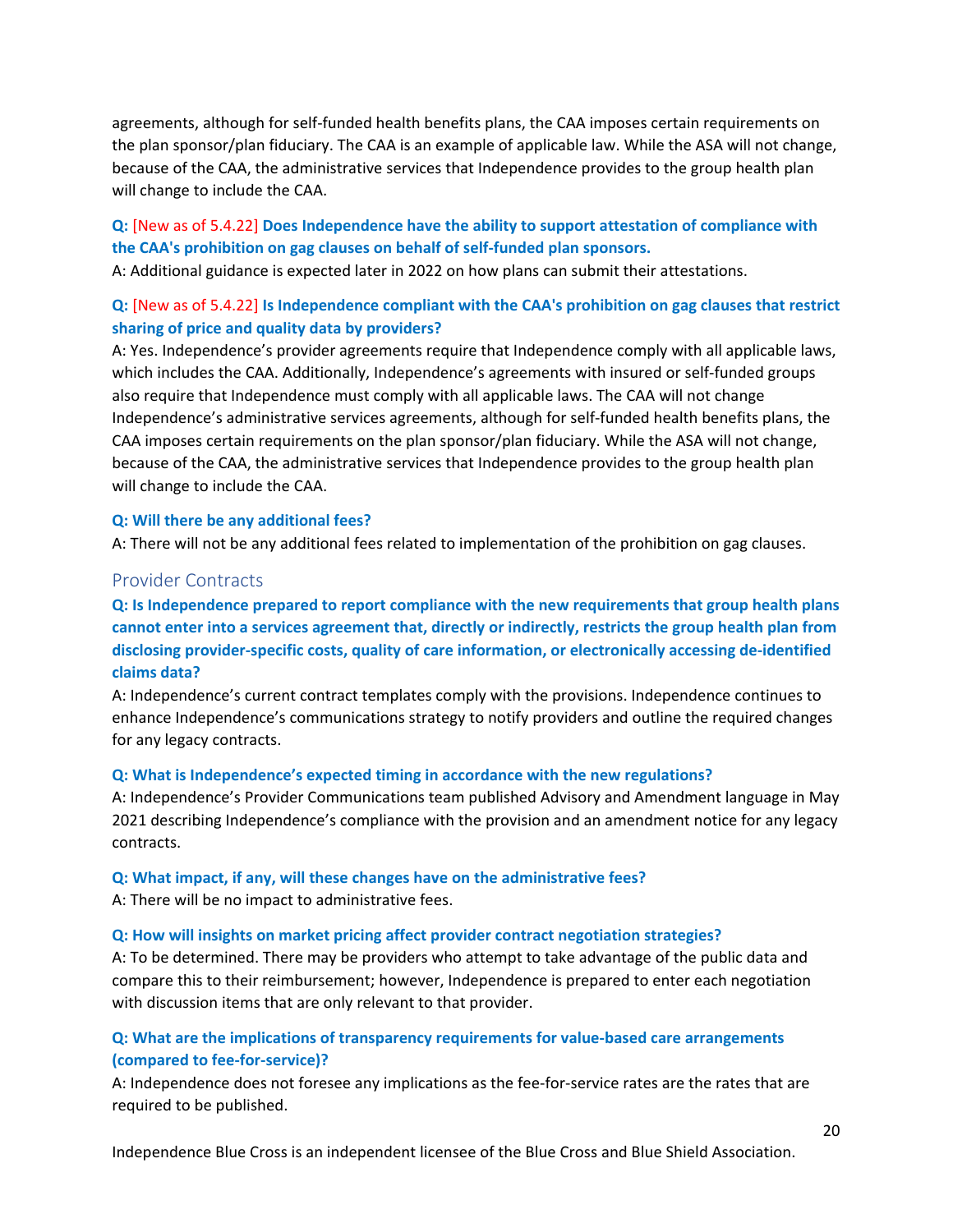agreements, although for self-funded health benefits plans, the CAA imposes certain requirements on the plan sponsor/plan fiduciary. The CAA is an example of applicable law. While the ASA will not change, because of the CAA, the administrative services that Independence provides to the group health plan will change to include the CAA.

**Q: [New as of 5.4.22] Does Independence have the ability to support attestation of compliance with the CAA's prohibition on gag clauses on behalf of self-funded plan sponsors.**

A: Additional guidance is expected later in 2022 on how plans can submit their attestations.

**Q: [New as of 5.4.22] Is Independence compliant with the CAA's prohibition on gag clauses that restrict sharing of price and quality data by providers?**

A: Yes. Independence's provider agreements require that Independence comply with all applicable laws, which includes the CAA. Additionally, Independence's agreements with insured or self-funded groups also require that Independence must comply with all applicable laws. The CAA will not change Independence's administrative services agreements, although for self-funded health benefits plans, the CAA imposes certain requirements on the plan sponsor/plan fiduciary. While the ASA will not change, because of the CAA, the administrative services that Independence provides to the group health plan will change to include the CAA.

**Q: Will there be any additional fees?**

A: There will not be any additional fees related to implementation of the prohibition on gag clauses.

## Provider Contracts

**Q: Is Independence prepared to report compliance with the new requirements that group health plans cannot enter into a services agreement that, directly or indirectly, restricts the group health plan from disclosing provider-specific costs, quality of care information, or electronically accessing de-identified claims data?**

A: Independence's current contract templates comply with the provisions. Independence continues to enhance Independence's communications strategy to notify providers and outline the required changes for any legacy contracts.

**Q: What is Independence's expected timing in accordance with the new regulations?**

A: Independence's Provider Communications team published Advisory and Amendment language in May 2021 describing Independence's compliance with the provision and an amendment notice for any legacy contracts.

**Q: What impact, if any, will these changes have on the administrative fees?**

A: There will be no impact to administrative fees.

**Q: How will insights on market pricing affect provider contract negotiation strategies?**

A: To be determined. There may be providers who attempt to take advantage of the public data and compare this to their reimbursement; however, Independence is prepared to enter each negotiation with discussion items that are only relevant to that provider.

**Q: What are the implications of transparency requirements for value-based care arrangements (compared to fee-for-service)?**

A: Independence does not foresee any implications as the fee-for-service rates are the rates that are required to be published.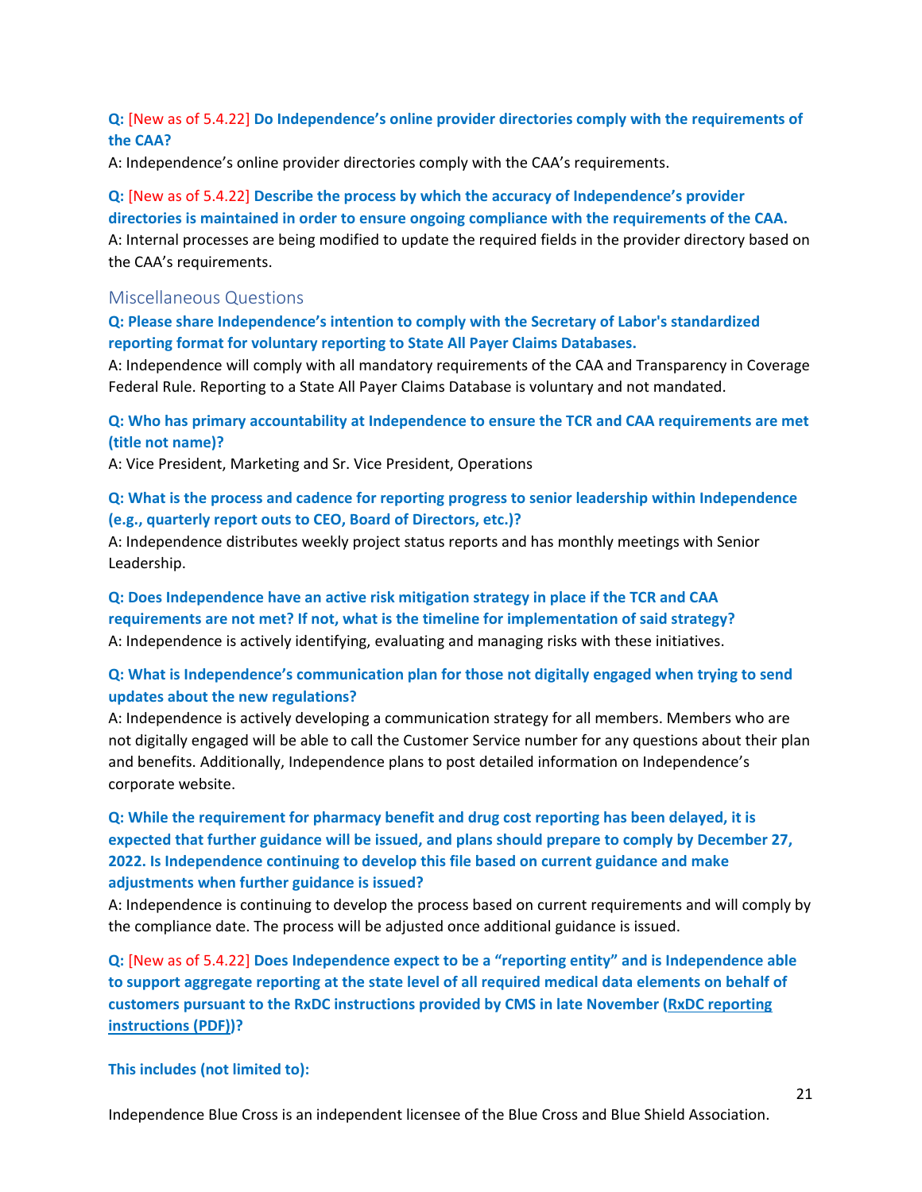**Q:** [New as of 5.4.22] **Do Independence's online provider directories comply with the requirements of the CAA?**

A: Independence's online provider directories comply with the CAA's requirements.

**Q:** [New as of 5.4.22] **Describe the process by which the accuracy of Independence's provider directories is maintained in order to ensure ongoing compliance with the requirements of the CAA.**

A: Internal processes are being modified to update the required fields in the provider directory based on the CAA's requirements.

## Miscellaneous Questions

**Q: Please share Independence's intention to comply with the Secretary of Labor's standardized reporting format for voluntary reporting to State All Payer Claims Databases.**

A: Independence will comply with all mandatory requirements of the CAA and Transparency in Coverage Federal Rule. Reporting to a State All Payer Claims Database is voluntary and not mandated.

**Q: Who has primary accountability at Independence to ensure the TCR and CAA requirements are met (title not name)?**

A: Vice President, Marketing and Sr. Vice President, Operations

**Q: What is the process and cadence for reporting progress to senior leadership within Independence (e.g., quarterly report outs to CEO, Board of Directors, etc.)?**

A: Independence distributes weekly project status reports and has monthly meetings with Senior Leadership.

**Q: Does Independence have an active risk mitigation strategy in place if the TCR and CAA requirements are not met? If not, what is the timeline for implementation of said strategy?**

A: Independence is actively identifying, evaluating and managing risks with these initiatives.

**Q: What is Independence's communication plan for those not digitally engaged when trying to send updates about the new regulations?**

A: Independence is actively developing a communication strategy for all members. Members who are not digitally engaged will be able to call the Customer Service number for any questions about their plan and benefits. Additionally, Independence plans to post detailed information on Independence's corporate website.

**Q: While the requirement for pharmacy benefit and drug cost reporting has been delayed, it is expected that further guidance will be issued, and plans should prepare to comply by December 27, 2022. Is Independence continuing to develop this file based on current guidance and make adjustments when further guidance is issued?**

A: Independence is continuing to develop the process based on current requirements and will comply by the compliance date. The process will be adjusted once additional guidance is issued.

**Q:** [New as of 5.4.22] **Does Independence expect to be a "reporting entity" and is Independence able to support aggregate reporting at the state level of all required medical data elements on behalf of customers pursuant to the RxDC instructions provided by CMS in late November (RxDC reporting instructions (PDF))?**

**This includes (not limited to):**

Independence Blue Cross is an independent licensee of the Blue Cross and Blue Shield Association.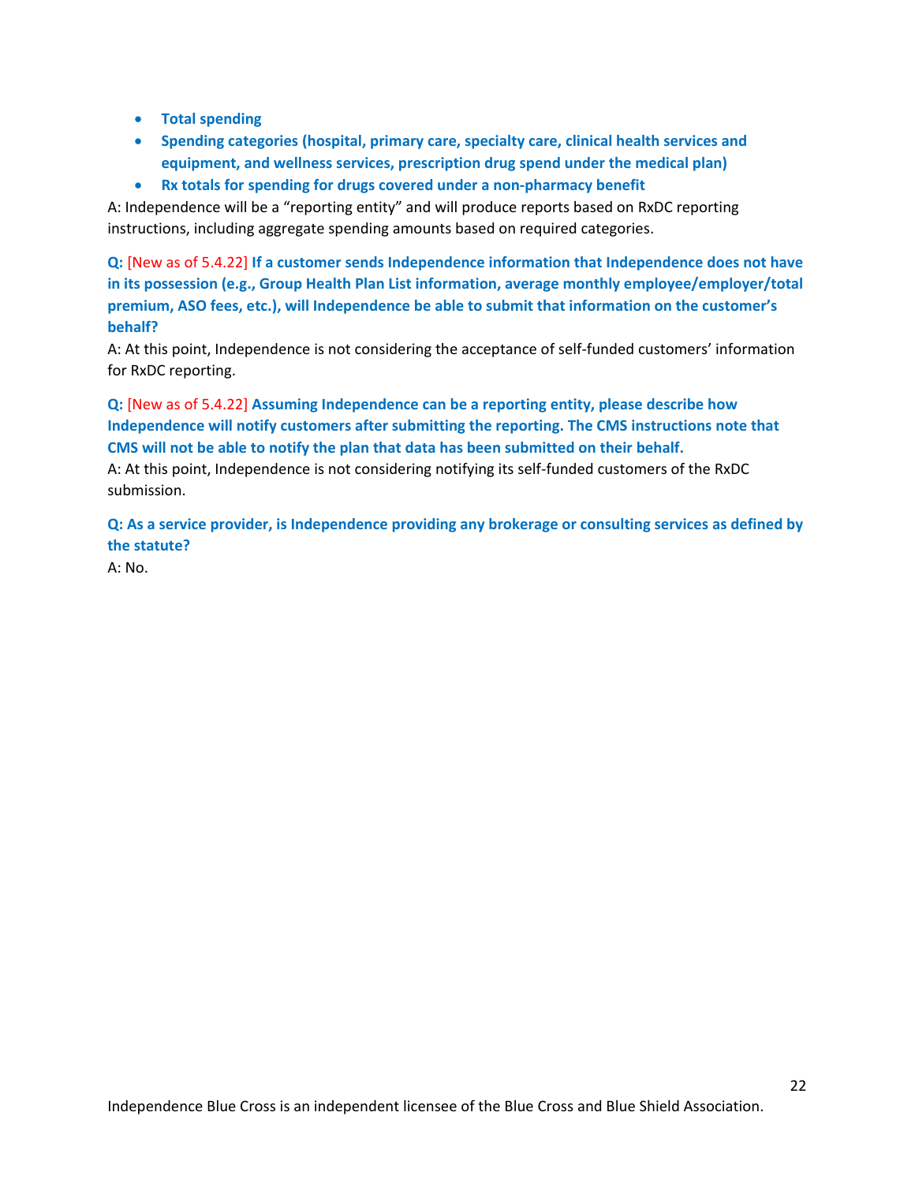- **Total spending**
- **Spending categories (hospital, primary care, specialty care, clinical health services and equipment, and wellness services, prescription drug spend under the medical plan)**
- **Rx totals for spending for drugs covered under a non-pharmacy benefit**

A: Independence will be a "reporting entity" and will produce reports based on RxDC reporting instructions, including aggregate spending amounts based on required categories.

**Q:** [New as of 5.4.22] **If a customer sends Independence information that Independence does not have in its possession (e.g., Group Health Plan List information, average monthly employee/employer/total premium, ASO fees, etc.), will Independence be able to submit that information on the customer's behalf?**

A: At this point, Independence is not considering the acceptance of self-funded customers' information for RxDC reporting.

**Q:** [New as of 5.4.22] **Assuming Independence can be a reporting entity, please describe how Independence will notify customers after submitting the reporting. The CMS instructions note that CMS will not be able to notify the plan that data has been submitted on their behalf.**

A: At this point, Independence is not considering notifying its self-funded customers of the RxDC submission.

**Q: As a service provider, is Independence providing any brokerage or consulting services as defined by the statute?**

A: No.

Independence Blue Cross is an independent licensee of the Blue Cross and Blue Shield Association.